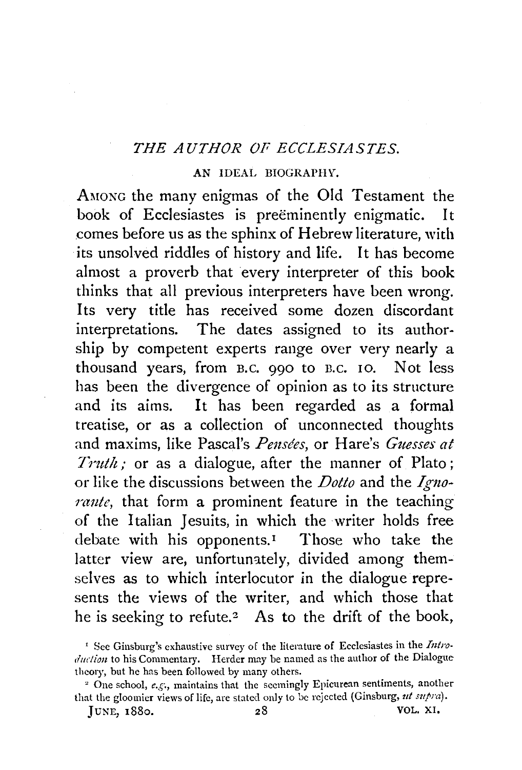# *THE AUTHOR OF ECCLESIASTES.*

## AN IDEAL BIOGRAPHY.

AMONG the many enigmas of the Old Testament the book of Ecclesiastes is preëminently enigmatic. It comes before us as the sphinx of Hebrew literature, with its unsolved riddles of history and life. It has become almost a proverb that every interpreter of this book thinks that all previous interpreters have been wrong. Its very title has received some dozen discordant interpretations. The dates assigned to its authorship by competent experts range over very nearly a thousand years, from B.C. 990 to B.C. 10. Not less has been the divergence of opinion as to its structure and its aims. It has been regarded as a formal treatise, or as a collection of unconnected thoughts and maxims, like Pascal's *Pensées*, or Hare's *Guesses at Truth;* or as a dialogue, after the manner of Plato; or like the discussions between the *Dotto* and the *Ignorante*, that form a prominent feature in the teaching of the Italian Jesuits, in which the writer holds free debate with his opponents.[1] Those who take the latter view are, unfortunately, divided among themselves as to which interlocutor in the dialogue represents the views of the writer, and which those that he is seeking to refute.[2] As to the drift of the book,

[1] See Ginsburg's exhaustive survey of the literature of Ecclesiastes in the *Introduction* to his Commentary. Herder may be named as the author of the Dialogue theory, but he has been followed by many others.

[2] One school, *e.g.*, maintains that the seemingly Epicurean sentiments, another that the gloomier views of life, are stated only to be rejected (Ginsburg, *ut supra*).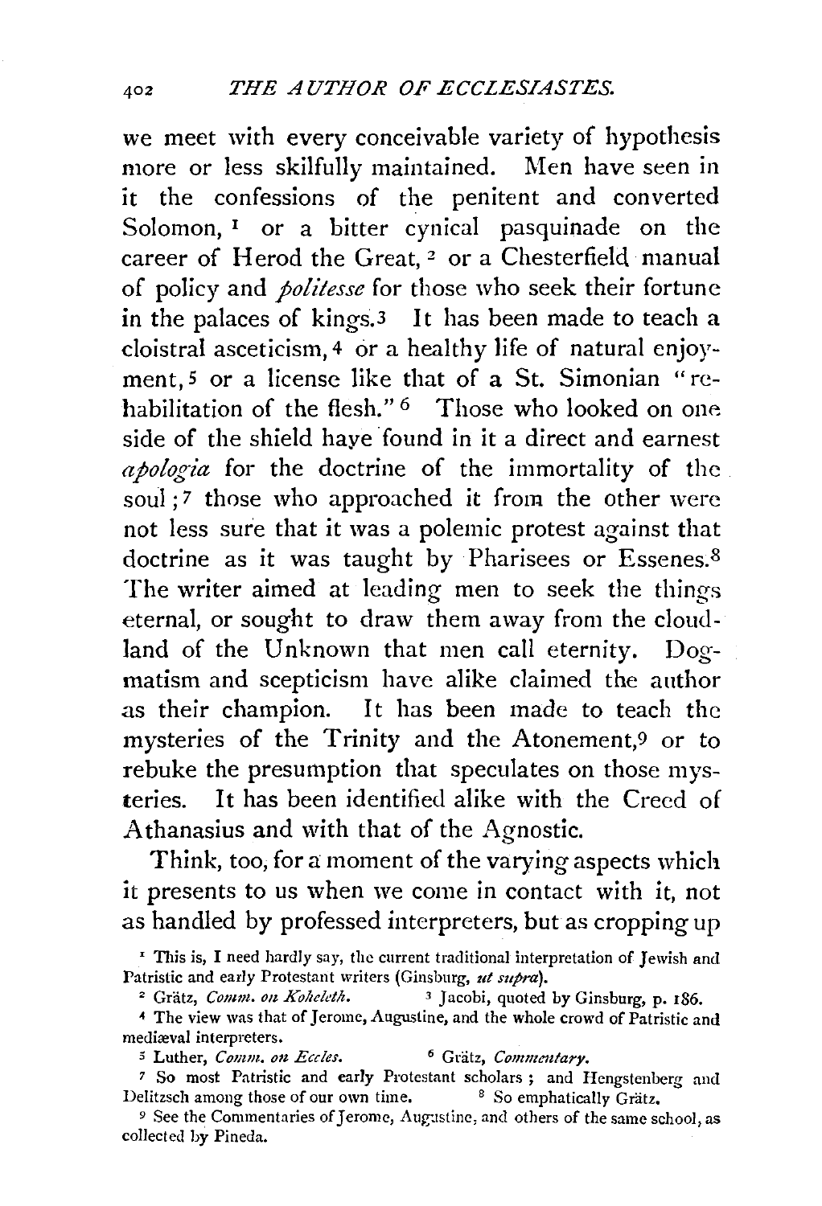we meet with every conceivable variety of hypothesis more or less skilfully maintained. Men have seen in it the confessions of the penitent and converted Solomon, [1] or a bitter cynical pasquinade on the career of Herod the Great, [2] or a Chesterfield manual of policy and *politesse* for those who seek their fortune in the palaces of kings.[3] It has been made to teach a cloistral asceticism, [4] or a healthy life of natural enjoyment, [5] or a license like that of a St. Simonian "rehabilitation of the flesh." [6] Those who looked on one side of the shield have found in it a direct and earnest *apologia* for the doctrine of the immortality of the soul; [7] those who approached it from the other were not less sure that it was a polemic protest against that doctrine as it was taught by Pharisees or Essenes.[8] The writer aimed at leading men to seek the things eternal, or sought to draw them away from the cloud-land of the Unknown that men call eternity. Dogmatism and scepticism have alike claimed the author as their champion. It has been made to teach the mysteries of the Trinity and the Atonement,[9] or to rebuke the presumption that speculates on those mysteries. It has been identified alike with the Creed of Athanasius and with that of the Agnostic.

Think, too, for a moment of the varying aspects which it presents to us when we come in contact with it, not as handled by professed interpreters, but as cropping up

[1] This is, I need hardly say, the current traditional interpretation of Jewish and Patristic and early Protestant writers (Ginsburg, *ut supra*).

[2] Grätz, *Comm. on Koheleth.*

[3] Jacobi, quoted by Ginsburg, p. 186.

[4] The view was that of Jerome, Augustine, and the whole crowd of Patristic and mediæval interpreters.

[5] Luther, *Comm. on Eccles.*

[6] Grätz, *Commentary.*

[7] So most Patristic and early Protestant scholars; and Hengstenberg and Delitzsch among those of our own time.

[8] So emphatically Grätz.

[9] See the Commentaries of Jerome, Augustine, and others of the same school, as collected by Pineda.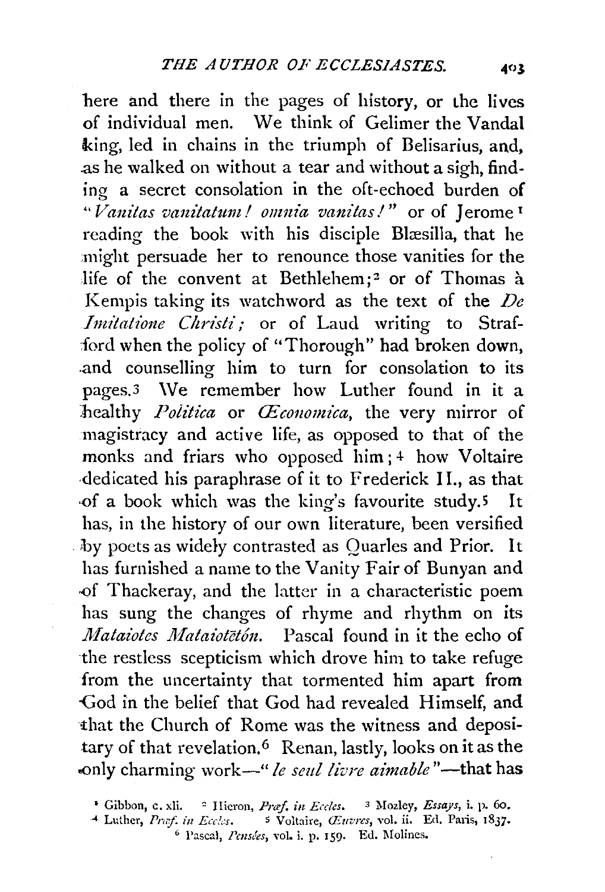here and there in the pages of history, or the lives of individual men. We think of Gelimer the Vandal king, led in chains in the triumph of Belisarius, and, as he walked on without a tear and without a sigh, finding a secret consolation in the oft-echoed burden of "*Vanitas vanitatum! omnia vanitas!*" or of Jerome[1] reading the book with his disciple Blæsilla, that he might persuade her to renounce those vanities for the life of the convent at Bethlehem;[2] or of Thomas à Kempis taking its watchword as the text of the *De Imitatione Christi*; or of Laud writing to Strafford when the policy of "Thorough" had broken down, and counselling him to turn for consolation to its pages.[3] We remember how Luther found in it a healthy *Politica* or *Œconomica*, the very mirror of magistracy and active life, as opposed to that of the monks and friars who opposed him;[4] how Voltaire dedicated his paraphrase of it to Frederick II., as that of a book which was the king's favourite study.[5] It has, in the history of our own literature, been versified by poets as widely contrasted as Quarles and Prior. It has furnished a name to the Vanity Fair of Bunyan and of Thackeray, and the latter in a characteristic poem has sung the changes of rhyme and rhythm on its *Mataiotes Mataiotētōn*. Pascal found in it the echo of the restless scepticism which drove him to take refuge from the uncertainty that tormented him apart from God in the belief that God had revealed Himself, and that the Church of Rome was the witness and depositary of that revelation.[6] Renan, lastly, looks on it as the only charming work—"*le seul livre aimable*"—that has

[1] Gibbon, c. xli. [2] Hieron, *Præf. in Eccles.* [3] Mozley, *Essays*, i. p. 60.
[4] Luther, *Præf. in Eccles.* [5] Voltaire, *Œuvres*, vol. ii. Ed. Paris, 1837.
[6] Pascal, *Pensées*, vol. i. p. 159. Ed. Molines.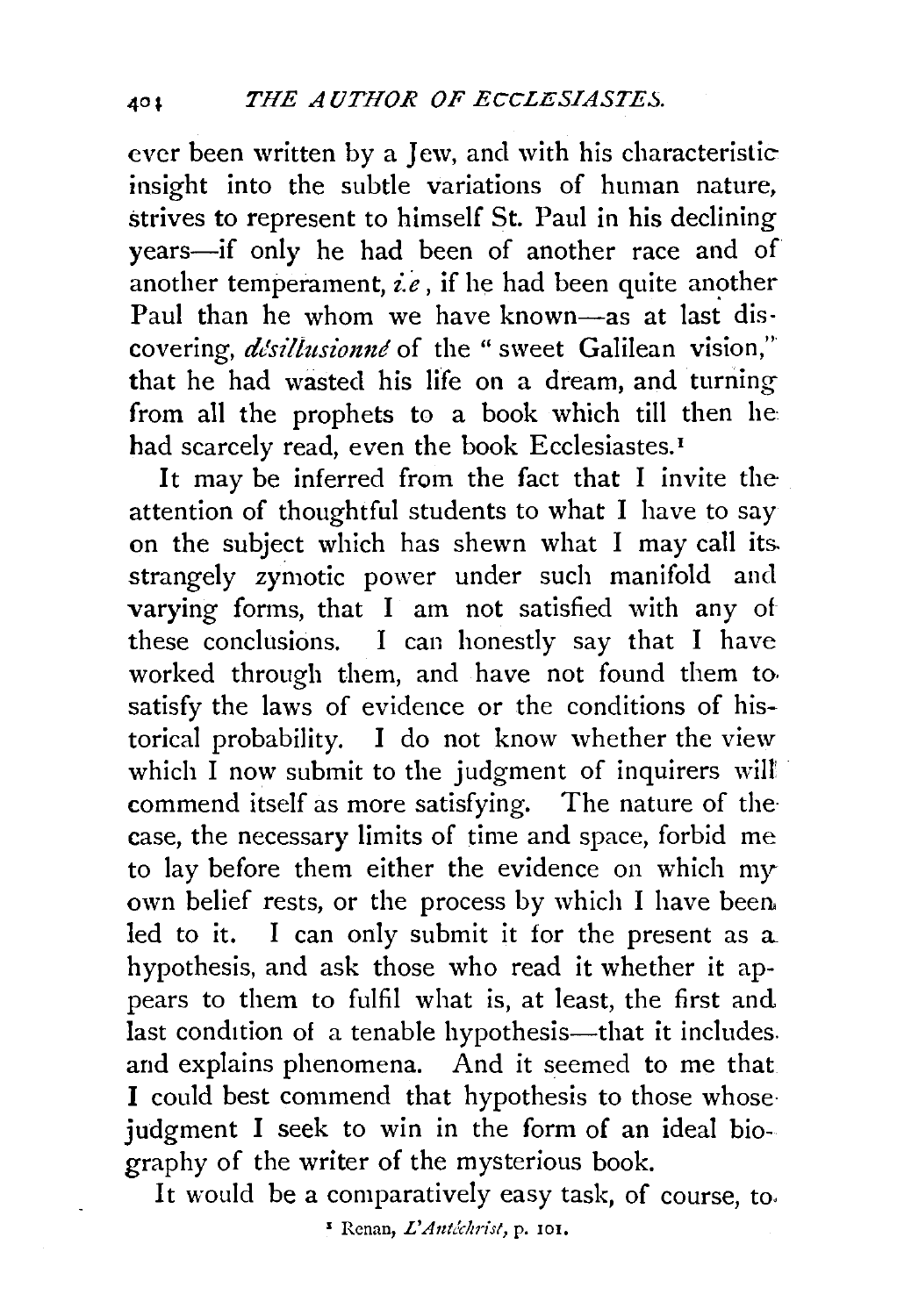ever been written by a Jew, and with his characteristic insight into the subtle variations of human nature, strives to represent to himself St. Paul in his declining years—if only he had been of another race and of another temperament, *i.e.*, if he had been quite another Paul than he whom we have known—as at last discovering, *désillusionné* of the "sweet Galilean vision," that he had wasted his life on a dream, and turning from all the prophets to a book which till then he had scarcely read, even the book Ecclesiastes.[1]

It may be inferred from the fact that I invite the attention of thoughtful students to what I have to say on the subject which has shewn what I may call its strangely zymotic power under such manifold and varying forms, that I am not satisfied with any of these conclusions. I can honestly say that I have worked through them, and have not found them to satisfy the laws of evidence or the conditions of historical probability. I do not know whether the view which I now submit to the judgment of inquirers will commend itself as more satisfying. The nature of the case, the necessary limits of time and space, forbid me to lay before them either the evidence on which my own belief rests, or the process by which I have been led to it. I can only submit it for the present as a hypothesis, and ask those who read it whether it appears to them to fulfil what is, at least, the first and last condition of a tenable hypothesis—that it includes and explains phenomena. And it seemed to me that I could best commend that hypothesis to those whose judgment I seek to win in the form of an ideal biography of the writer of the mysterious book.

It would be a comparatively easy task, of course, to

[1] Renan, *L'Antéchrist*, p. 101.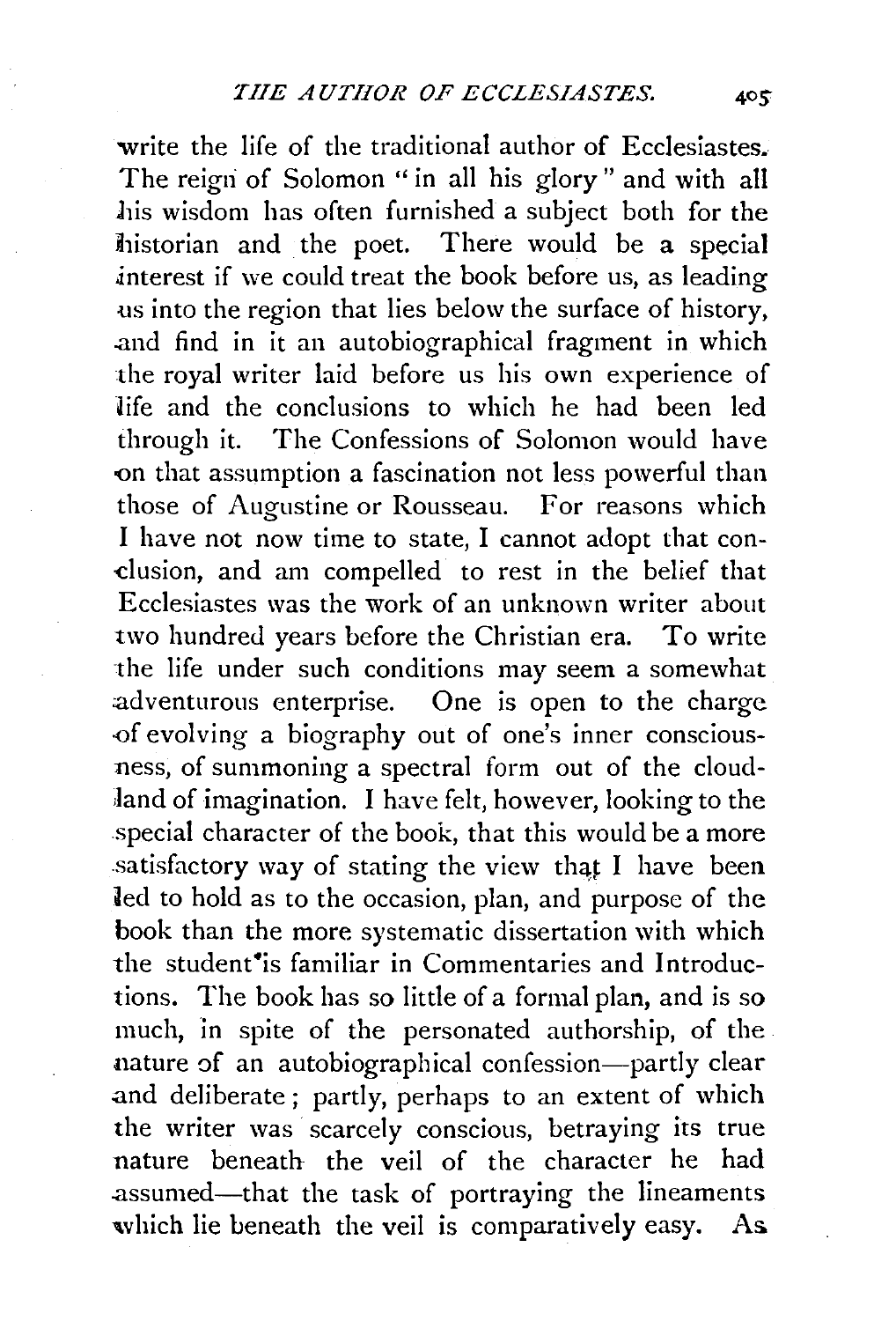write the life of the traditional author of Ecclesiastes. The reign of Solomon "in all his glory" and with all his wisdom has often furnished a subject both for the historian and the poet. There would be a special interest if we could treat the book before us, as leading us into the region that lies below the surface of history, and find in it an autobiographical fragment in which the royal writer laid before us his own experience of life and the conclusions to which he had been led through it. The Confessions of Solomon would have on that assumption a fascination not less powerful than those of Augustine or Rousseau. For reasons which I have not now time to state, I cannot adopt that conclusion, and am compelled to rest in the belief that Ecclesiastes was the work of an unknown writer about two hundred years before the Christian era. To write the life under such conditions may seem a somewhat adventurous enterprise. One is open to the charge of evolving a biography out of one's inner consciousness, of summoning a spectral form out of the cloudland of imagination. I have felt, however, looking to the special character of the book, that this would be a more satisfactory way of stating the view that I have been led to hold as to the occasion, plan, and purpose of the book than the more systematic dissertation with which the student is familiar in Commentaries and Introductions. The book has so little of a formal plan, and is so much, in spite of the personated authorship, of the nature of an autobiographical confession—partly clear and deliberate; partly, perhaps to an extent of which the writer was scarcely conscious, betraying its true nature beneath the veil of the character he had assumed—that the task of portraying the lineaments which lie beneath the veil is comparatively easy. As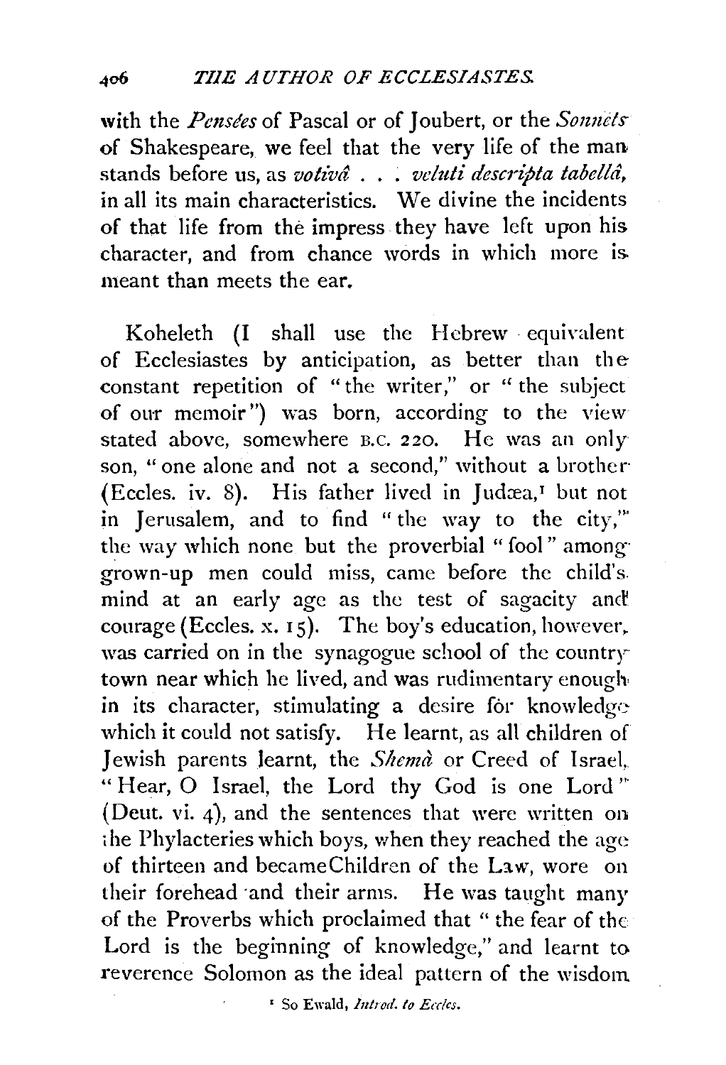with the *Pensées* of Pascal or of Joubert, or the *Sonnets* of Shakespeare, we feel that the very life of the man stands before us, as *votivâ . . . veluti descripta tabellâ,* in all its main characteristics. We divine the incidents of that life from the impress they have left upon his character, and from chance words in which more is meant than meets the ear.

Koheleth (I shall use the Hebrew equivalent of Ecclesiastes by anticipation, as better than the constant repetition of "the writer," or "the subject of our memoir") was born, according to the view stated above, somewhere B.C. 220. He was an only son, "one alone and not a second," without a brother (Eccles. iv. 8). His father lived in Judæa,[1] but not in Jerusalem, and to find "the way to the city," the way which none but the proverbial "fool" among grown-up men could miss, came before the child's mind at an early age as the test of sagacity and courage (Eccles. x. 15). The boy's education, however, was carried on in the synagogue school of the country town near which he lived, and was rudimentary enough in its character, stimulating a desire for knowledge which it could not satisfy. He learnt, as all children of Jewish parents learnt, the *Shemà* or Creed of Israel, "Hear, O Israel, the Lord thy God is one Lord" (Deut. vi. 4), and the sentences that were written on the Phylacteries which boys, when they reached the age of thirteen and became Children of the Law, wore on their forehead and their arms. He was taught many of the Proverbs which proclaimed that "the fear of the Lord is the beginning of knowledge," and learnt to reverence Solomon as the ideal pattern of the wisdom

[1] So Ewald, *Introd. to Eccles.*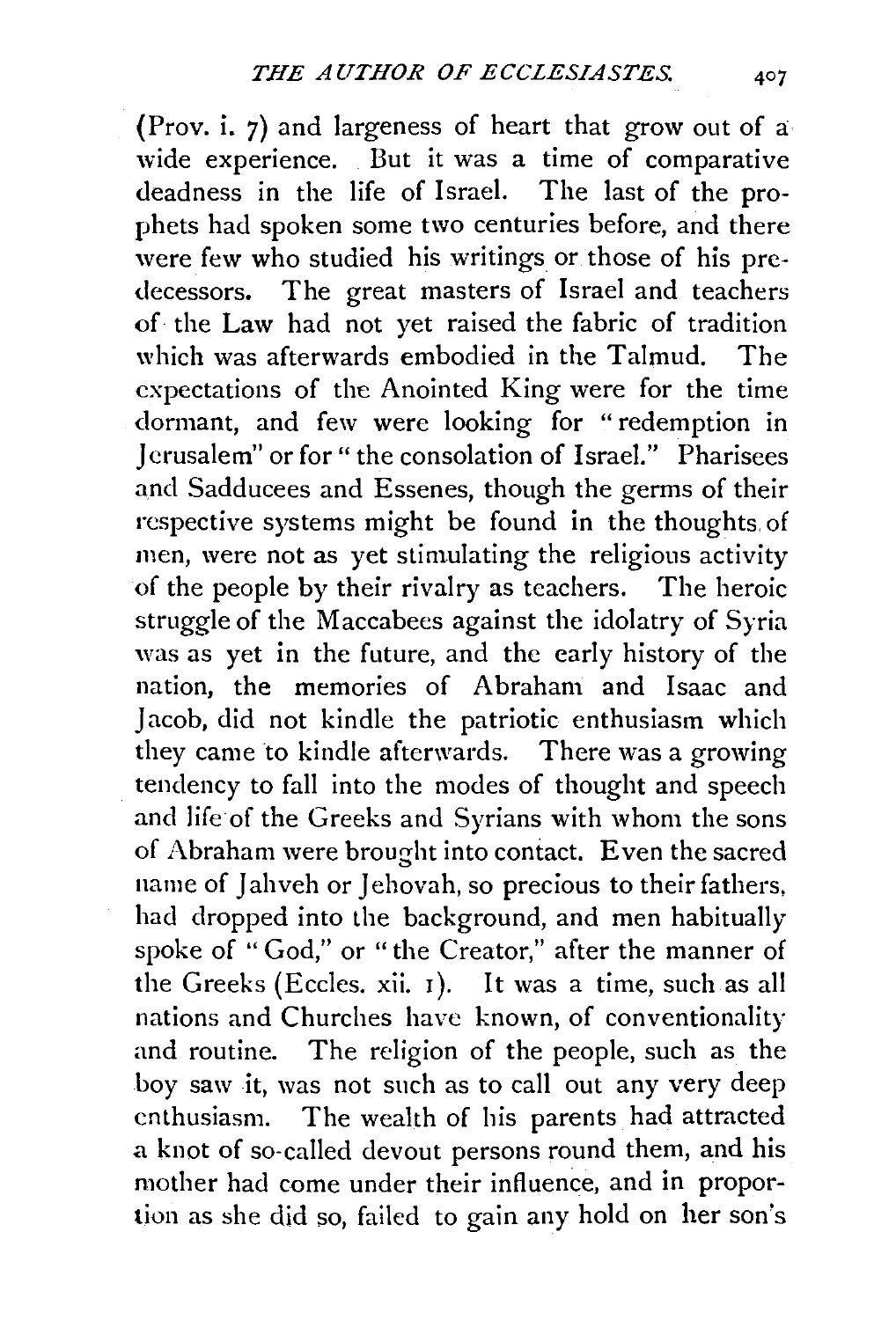(Prov. i. 7) and largeness of heart that grow out of a wide experience. But it was a time of comparative deadness in the life of Israel. The last of the prophets had spoken some two centuries before, and there were few who studied his writings or those of his predecessors. The great masters of Israel and teachers of the Law had not yet raised the fabric of tradition which was afterwards embodied in the Talmud. The expectations of the Anointed King were for the time dormant, and few were looking for "redemption in Jerusalem" or for "the consolation of Israel." Pharisees and Sadducees and Essenes, though the germs of their respective systems might be found in the thoughts of men, were not as yet stimulating the religious activity of the people by their rivalry as teachers. The heroic struggle of the Maccabees against the idolatry of Syria was as yet in the future, and the early history of the nation, the memories of Abraham and Isaac and Jacob, did not kindle the patriotic enthusiasm which they came to kindle afterwards. There was a growing tendency to fall into the modes of thought and speech and life of the Greeks and Syrians with whom the sons of Abraham were brought into contact. Even the sacred name of Jahveh or Jehovah, so precious to their fathers, had dropped into the background, and men habitually spoke of "God," or "the Creator," after the manner of the Greeks (Eccles. xii. 1). It was a time, such as all nations and Churches have known, of conventionality and routine. The religion of the people, such as the boy saw it, was not such as to call out any very deep enthusiasm. The wealth of his parents had attracted a knot of so-called devout persons round them, and his mother had come under their influence, and in proportion as she did so, failed to gain any hold on her son's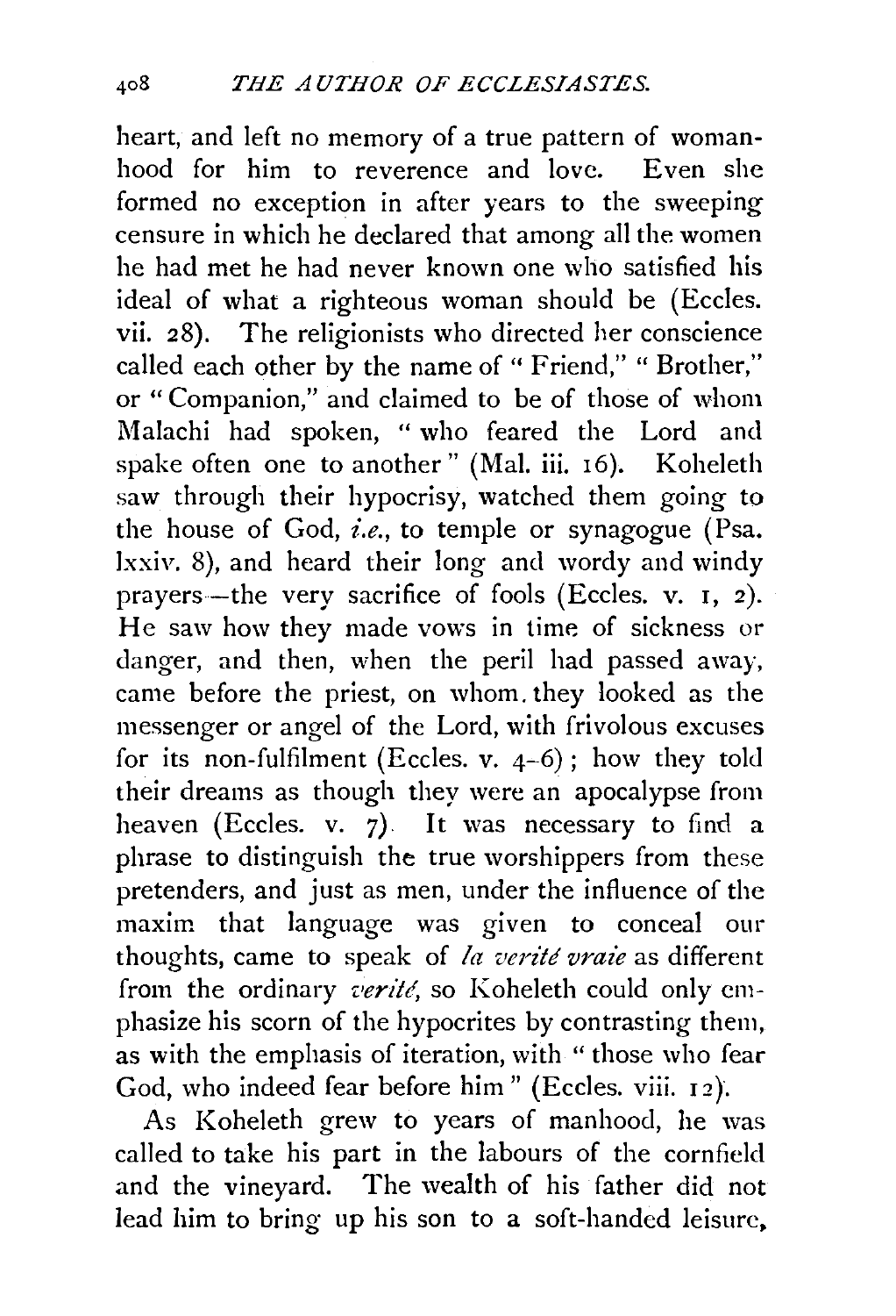heart, and left no memory of a true pattern of womanhood for him to reverence and love. Even she formed no exception in after years to the sweeping censure in which he declared that among all the women he had met he had never known one who satisfied his ideal of what a righteous woman should be (Eccles. vii. 28). The religionists who directed her conscience called each other by the name of "Friend," "Brother," or "Companion," and claimed to be of those of whom Malachi had spoken, "who feared the Lord and spake often one to another" (Mal. iii. 16). Koheleth saw through their hypocrisy, watched them going to the house of God, *i.e.*, to temple or synagogue (Psa. lxxiv. 8), and heard their long and wordy and windy prayers—the very sacrifice of fools (Eccles. v. 1, 2). He saw how they made vows in time of sickness or danger, and then, when the peril had passed away, came before the priest, on whom they looked as the messenger or angel of the Lord, with frivolous excuses for its non-fulfilment (Eccles. v. 4-6); how they told their dreams as though they were an apocalypse from heaven (Eccles. v. 7). It was necessary to find a phrase to distinguish the true worshippers from these pretenders, and just as men, under the influence of the maxim that language was given to conceal our thoughts, came to speak of *la verité vraie* as different from the ordinary *verité*, so Koheleth could only emphasize his scorn of the hypocrites by contrasting them, as with the emphasis of iteration, with "those who fear God, who indeed fear before him" (Eccles. viii. 12).

As Koheleth grew to years of manhood, he was called to take his part in the labours of the cornfield and the vineyard. The wealth of his father did not lead him to bring up his son to a soft-handed leisure,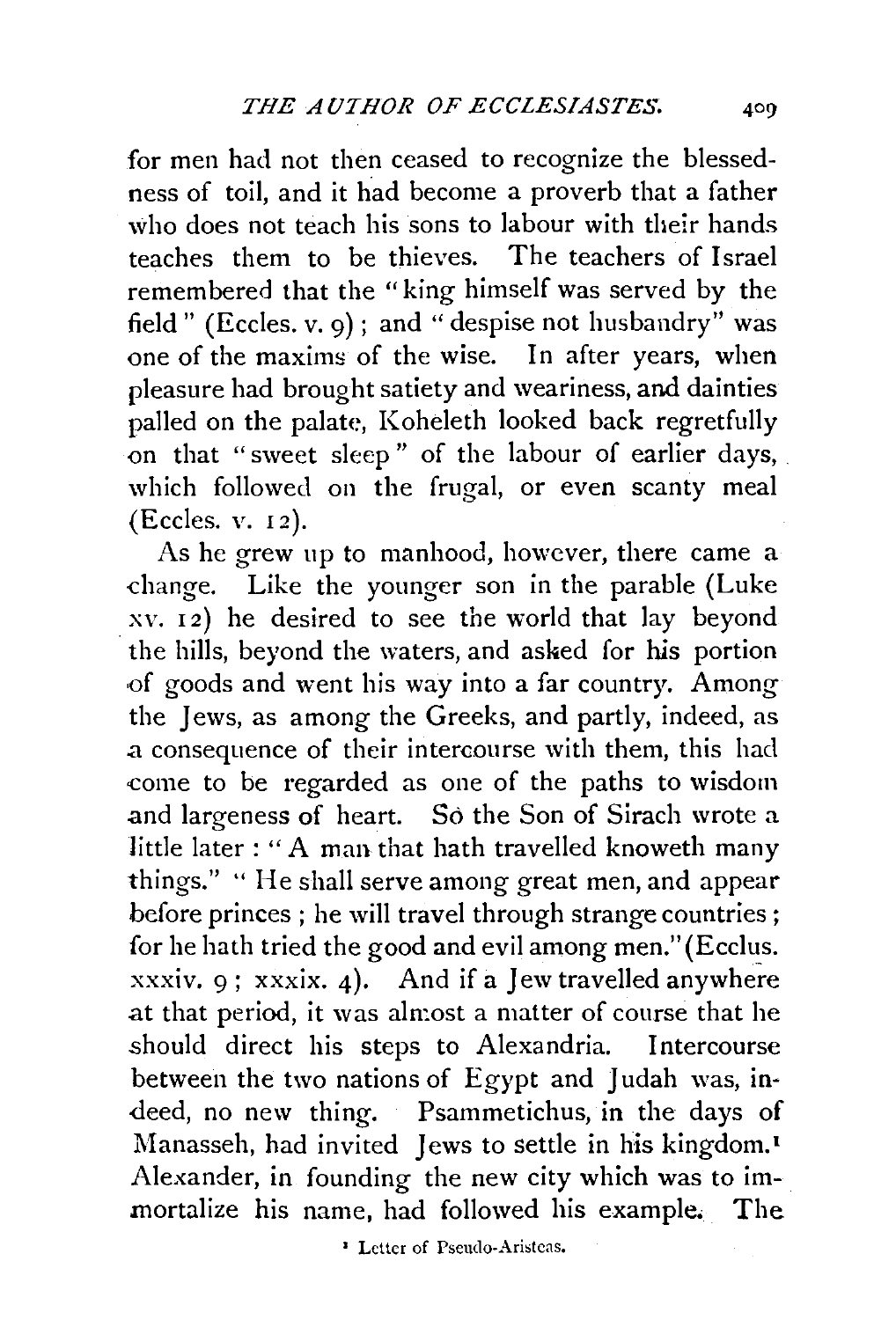for men had not then ceased to recognize the blessedness of toil, and it had become a proverb that a father who does not teach his sons to labour with their hands teaches them to be thieves. The teachers of Israel remembered that the "king himself was served by the field" (Eccles. v. 9); and "despise not husbandry" was one of the maxims of the wise. In after years, when pleasure had brought satiety and weariness, and dainties palled on the palate, Koheleth looked back regretfully on that "sweet sleep" of the labour of earlier days, which followed on the frugal, or even scanty meal (Eccles. v. 12).

As he grew up to manhood, however, there came a change. Like the younger son in the parable (Luke xv. 12) he desired to see the world that lay beyond the hills, beyond the waters, and asked for his portion of goods and went his way into a far country. Among the Jews, as among the Greeks, and partly, indeed, as a consequence of their intercourse with them, this had come to be regarded as one of the paths to wisdom and largeness of heart. So the Son of Sirach wrote a little later: "A man that hath travelled knoweth many things." "He shall serve among great men, and appear before princes; he will travel through strange countries; for he hath tried the good and evil among men." (Ecclus. xxxiv. 9; xxxix. 4). And if a Jew travelled anywhere at that period, it was almost a matter of course that he should direct his steps to Alexandria. Intercourse between the two nations of Egypt and Judah was, indeed, no new thing. Psammetichus, in the days of Manasseh, had invited Jews to settle in his kingdom.[1] Alexander, in founding the new city which was to immortalize his name, had followed his example. The

[1] Letter of Pseudo-Aristeas.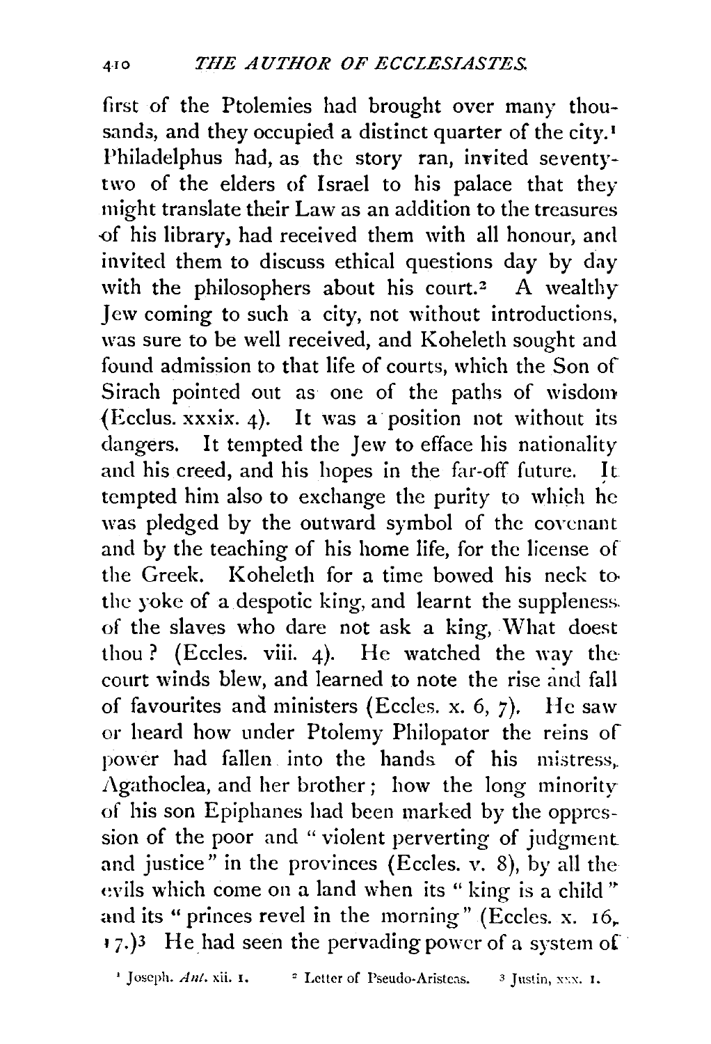first of the Ptolemies had brought over many thousands, and they occupied a distinct quarter of the city.[1] Philadelphus had, as the story ran, invited seventy-two of the elders of Israel to his palace that they might translate their Law as an addition to the treasures of his library, had received them with all honour, and invited them to discuss ethical questions day by day with the philosophers about his court.[2] A wealthy Jew coming to such a city, not without introductions, was sure to be well received, and Koheleth sought and found admission to that life of courts, which the Son of Sirach pointed out as one of the paths of wisdom (Ecclus. xxxix. 4). It was a position not without its dangers. It tempted the Jew to efface his nationality and his creed, and his hopes in the far-off future. It tempted him also to exchange the purity to which he was pledged by the outward symbol of the covenant and by the teaching of his home life, for the license of the Greek. Koheleth for a time bowed his neck to the yoke of a despotic king, and learnt the suppleness of the slaves who dare not ask a king, What doest thou? (Eccles. viii. 4). He watched the way the court winds blew, and learned to note the rise and fall of favourites and ministers (Eccles. x. 6, 7). He saw or heard how under Ptolemy Philopator the reins of power had fallen into the hands of his mistress, Agathoclea, and her brother; how the long minority of his son Epiphanes had been marked by the oppression of the poor and "violent perverting of judgment and justice" in the provinces (Eccles. v. 8), by all the evils which come on a land when its "king is a child" and its "princes revel in the morning" (Eccles. x. 16, 17.)[3] He had seen the pervading power of a system of

[1] Joseph. *Ant.* xii. 1. [2] Letter of Pseudo-Aristeas. [3] Justin, xxx. 1.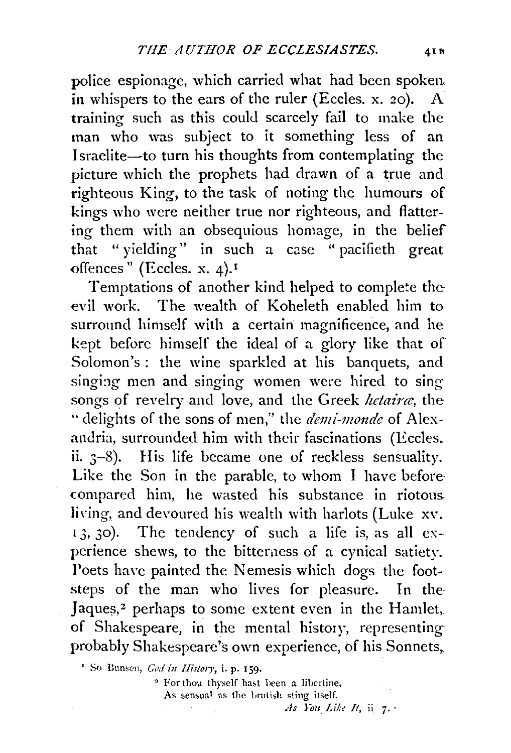police espionage, which carried what had been spoken in whispers to the ears of the ruler (Eccles. x. 20). A training such as this could scarcely fail to make the man who was subject to it something less of an Israelite—to turn his thoughts from contemplating the picture which the prophets had drawn of a true and righteous King, to the task of noting the humours of kings who were neither true nor righteous, and flattering them with an obsequious homage, in the belief that "yielding" in such a case "pacifieth great offences" (Eccles. x. 4).[1]

Temptations of another kind helped to complete the evil work. The wealth of Koheleth enabled him to surround himself with a certain magnificence, and he kept before himself the ideal of a glory like that of Solomon's: the wine sparkled at his banquets, and singing men and singing women were hired to sing songs of revelry and love, and the Greek *hetairæ*, the "delights of the sons of men," the *demi-monde* of Alexandria, surrounded him with their fascinations (Eccles. ii. 3–8). His life became one of reckless sensuality. Like the Son in the parable, to whom I have before compared him, he wasted his substance in riotous living, and devoured his wealth with harlots (Luke xv. 13, 30). The tendency of such a life is, as all experience shews, to the bitterness of a cynical satiety. Poets have painted the Nemesis which dogs the footsteps of the man who lives for pleasure. In the Jaques,[2] perhaps to some extent even in the Hamlet, of Shakespeare, in the mental history, representing probably Shakespeare's own experience, of his Sonnets,

[1] So Bunsen, *God in History*, i. p. 159.

[2] For thou thyself hast been a libertine,
As sensual as the brutish sting itself.
*As You Like It*, ii. 7.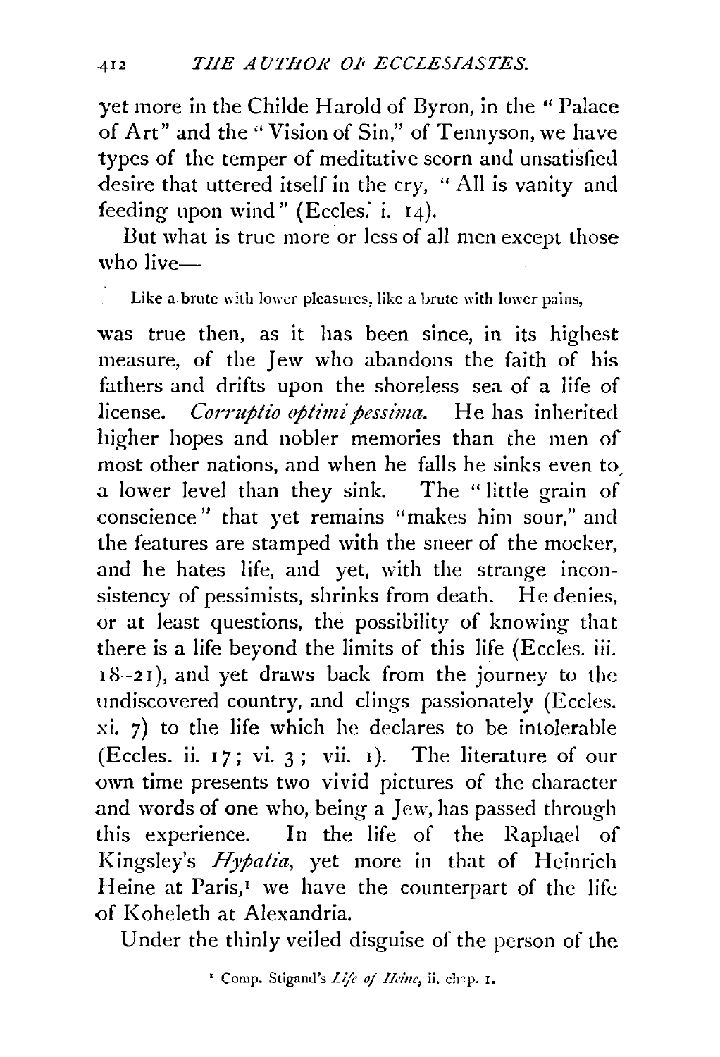yet more in the Childe Harold of Byron, in the "Palace of Art" and the "Vision of Sin," of Tennyson, we have types of the temper of meditative scorn and unsatisfied desire that uttered itself in the cry, "All is vanity and feeding upon wind" (Eccles. i. 14).

But what is true more or less of all men except those who live—

> Like a brute with lower pleasures, like a brute with lower pains,

was true then, as it has been since, in its highest measure, of the Jew who abandons the faith of his fathers and drifts upon the shoreless sea of a life of license. *Corruptio optimi pessima.* He has inherited higher hopes and nobler memories than the men of most other nations, and when he falls he sinks even to a lower level than they sink. The "little grain of conscience" that yet remains "makes him sour," and the features are stamped with the sneer of the mocker, and he hates life, and yet, with the strange inconsistency of pessimists, shrinks from death. He denies, or at least questions, the possibility of knowing that there is a life beyond the limits of this life (Eccles. iii. 18–21), and yet draws back from the journey to the undiscovered country, and clings passionately (Eccles. xi. 7) to the life which he declares to be intolerable (Eccles. ii. 17; vi. 3; vii. 1). The literature of our own time presents two vivid pictures of the character and words of one who, being a Jew, has passed through this experience. In the life of the Raphael of Kingsley's *Hypatia,* yet more in that of Heinrich Heine at Paris,[1] we have the counterpart of the life of Koheleth at Alexandria.

Under the thinly veiled disguise of the person of the

[1] Comp. Stigand's *Life of Heine,* ii. chap. 1.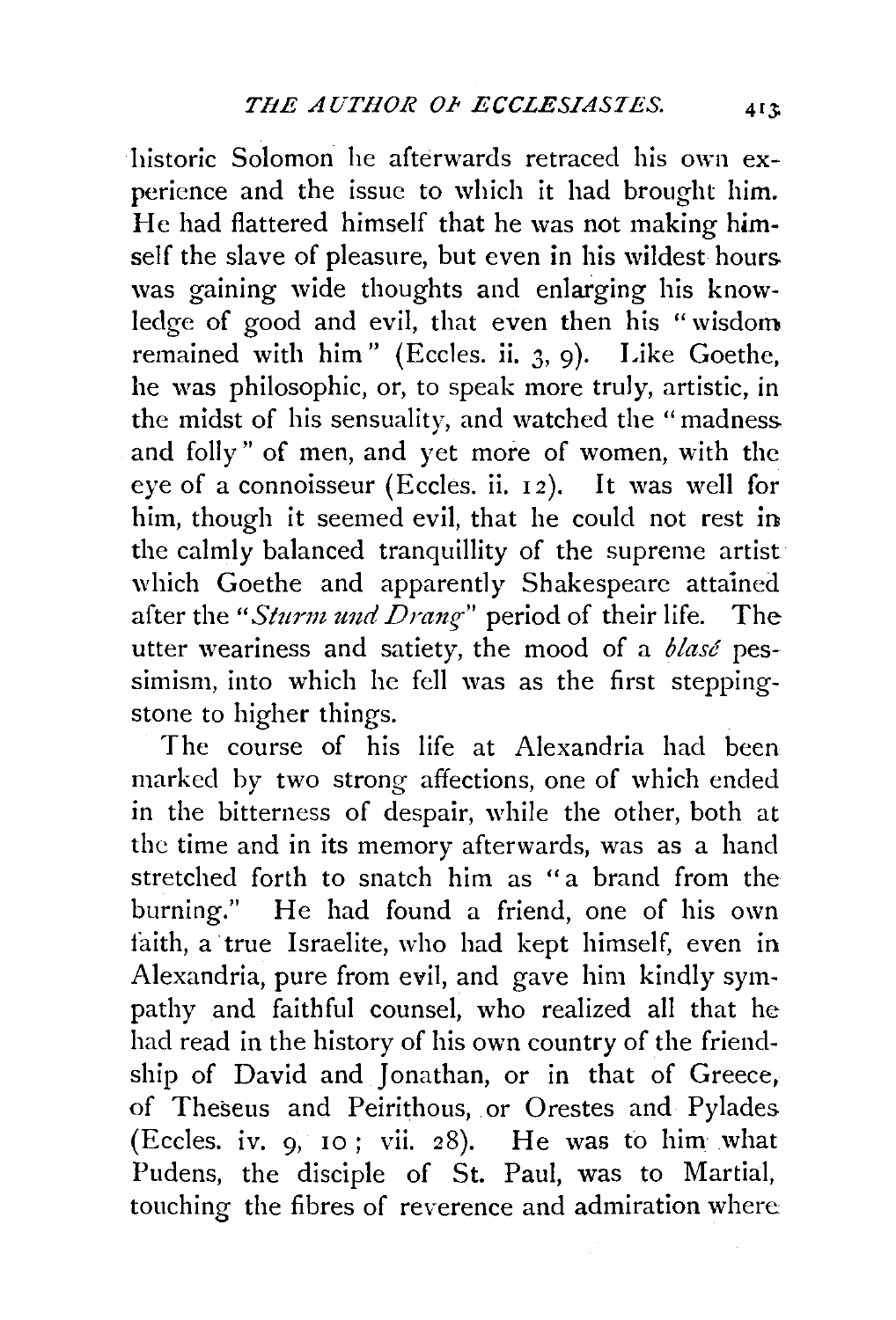historic Solomon he afterwards retraced his own experience and the issue to which it had brought him. He had flattered himself that he was not making himself the slave of pleasure, but even in his wildest hours was gaining wide thoughts and enlarging his knowledge of good and evil, that even then his "wisdom remained with him" (Eccles. ii. 3, 9). Like Goethe, he was philosophic, or, to speak more truly, artistic, in the midst of his sensuality, and watched the "madness and folly" of men, and yet more of women, with the eye of a connoisseur (Eccles. ii. 12). It was well for him, though it seemed evil, that he could not rest in the calmly balanced tranquillity of the supreme artist which Goethe and apparently Shakespeare attained after the "*Sturm und Drang*" period of their life. The utter weariness and satiety, the mood of a *blasé* pessimism, into which he fell was as the first stepping-stone to higher things.

The course of his life at Alexandria had been marked by two strong affections, one of which ended in the bitterness of despair, while the other, both at the time and in its memory afterwards, was as a hand stretched forth to snatch him as "a brand from the burning." He had found a friend, one of his own faith, a true Israelite, who had kept himself, even in Alexandria, pure from evil, and gave him kindly sympathy and faithful counsel, who realized all that he had read in the history of his own country of the friendship of David and Jonathan, or in that of Greece, of Theseus and Peirithous, or Orestes and Pylades (Eccles. iv. 9, 10; vii. 28). He was to him what Pudens, the disciple of St. Paul, was to Martial, touching the fibres of reverence and admiration where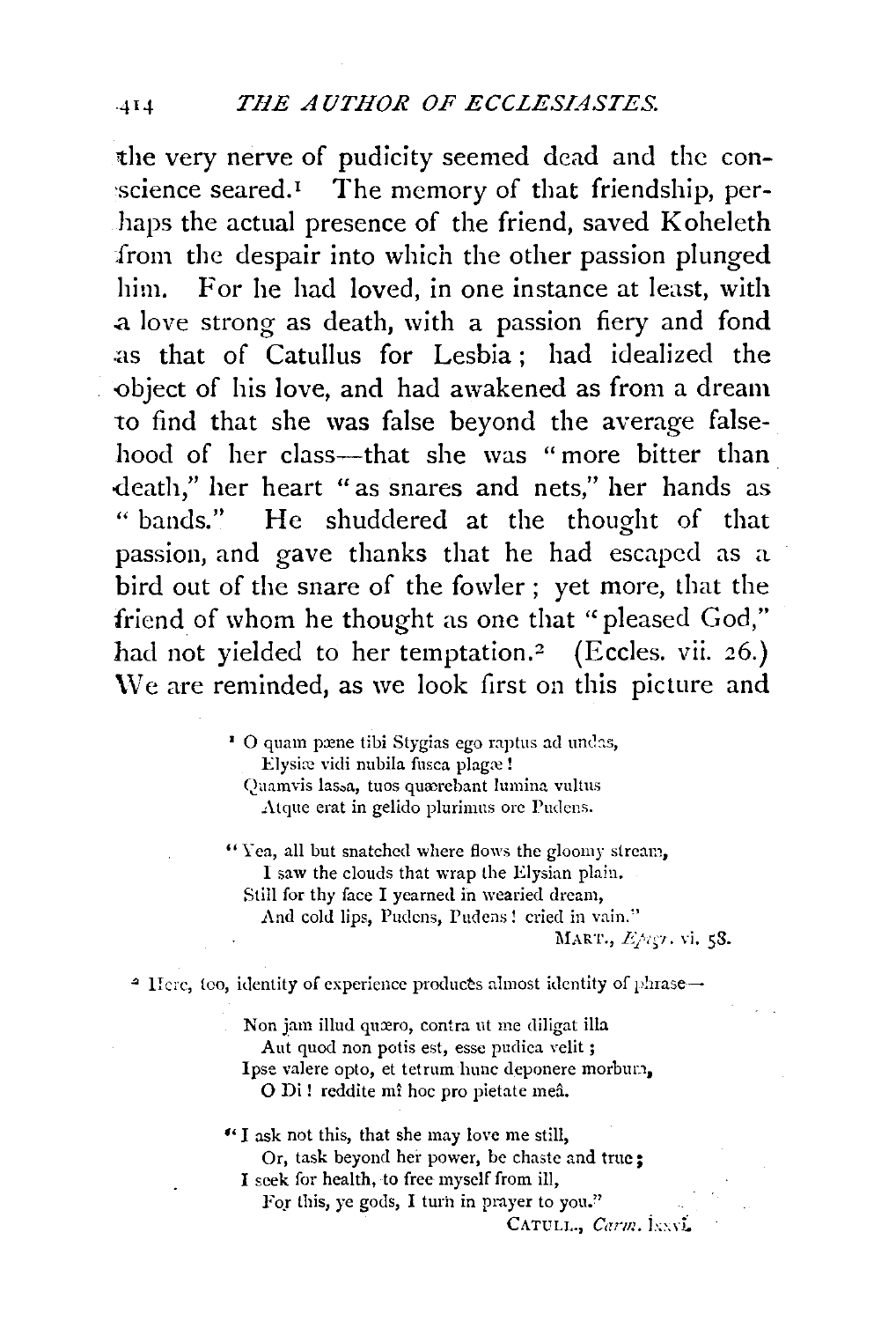the very nerve of pudicity seemed dead and the conscience seared.[1] The memory of that friendship, perhaps the actual presence of the friend, saved Koheleth from the despair into which the other passion plunged him. For he had loved, in one instance at least, with a love strong as death, with a passion fiery and fond as that of Catullus for Lesbia; had idealized the object of his love, and had awakened as from a dream to find that she was false beyond the average falsehood of her class—that she was "more bitter than death," her heart "as snares and nets," her hands as "bands." He shuddered at the thought of that passion, and gave thanks that he had escaped as a bird out of the snare of the fowler; yet more, that the friend of whom he thought as one that "pleased God," had not yielded to her temptation.[2] (Eccles. vii. 26.) We are reminded, as we look first on this picture and

---

[1] O quam pæne tibi Stygias ego raptus ad undas,
  Elysiæ vidi nubila fusca plagæ!
Quamvis lassa, tuos quærebant lumina vultus
  Atque erat in gelido plurimus ore Pudens.

"Yea, all but snatched where flows the gloomy stream,
  I saw the clouds that wrap the Elysian plain.
Still for thy face I yearned in wearied dream,
  And cold lips, Pudens, Pudens! cried in vain."

MART., *Epigr.* vi. 58.

[2] Here, too, identity of experience produces almost identity of phrase—

Non jam illud quæro, contra ut me diligat illa
  Aut quod non potis est, esse pudica velit;
Ipse valere opto, et tetrum hunc deponere morbum,
  O Di! reddite mî hoc pro pietate meâ.

"I ask not this, that she may love me still,
  Or, task beyond her power, be chaste and true;
I seek for health, to free myself from ill,
  For this, ye gods, I turn in prayer to you."

CATULL., *Carm.* lxxvi.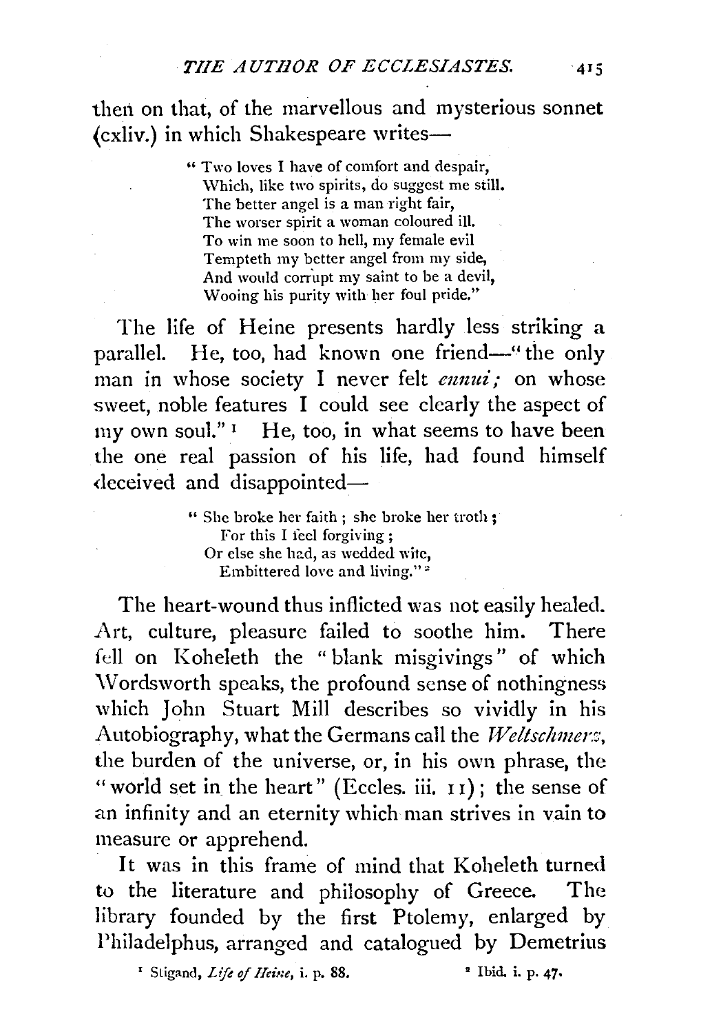then on that, of the marvellous and mysterious sonnet (cxliv.) in which Shakespeare writes—

> "Two loves I have of comfort and despair,
> Which, like two spirits, do suggest me still.
> The better angel is a man right fair,
> The worser spirit a woman coloured ill.
> To win me soon to hell, my female evil
> Tempteth my better angel from my side,
> And would corrupt my saint to be a devil,
> Wooing his purity with her foul pride."

The life of Heine presents hardly less striking a parallel. He, too, had known one friend—"the only man in whose society I never felt *ennui;* on whose sweet, noble features I could see clearly the aspect of my own soul."[1] He, too, in what seems to have been the one real passion of his life, had found himself deceived and disappointed—

> "She broke her faith; she broke her troth;
> For this I feel forgiving;
> Or else she had, as wedded wife,
> Embittered love and living."[2]

The heart-wound thus inflicted was not easily healed. Art, culture, pleasure failed to soothe him. There fell on Koheleth the "blank misgivings" of which Wordsworth speaks, the profound sense of nothingness which John Stuart Mill describes so vividly in his Autobiography, what the Germans call the *Weltschmerz*, the burden of the universe, or, in his own phrase, the "world set in the heart" (Eccles. iii. 11); the sense of an infinity and an eternity which man strives in vain to measure or apprehend.

It was in this frame of mind that Koheleth turned to the literature and philosophy of Greece. The library founded by the first Ptolemy, enlarged by Philadelphus, arranged and catalogued by Demetrius

[1] Stigand, *Life of Heine*, i. p. 88. [2] Ibid. i. p. 47.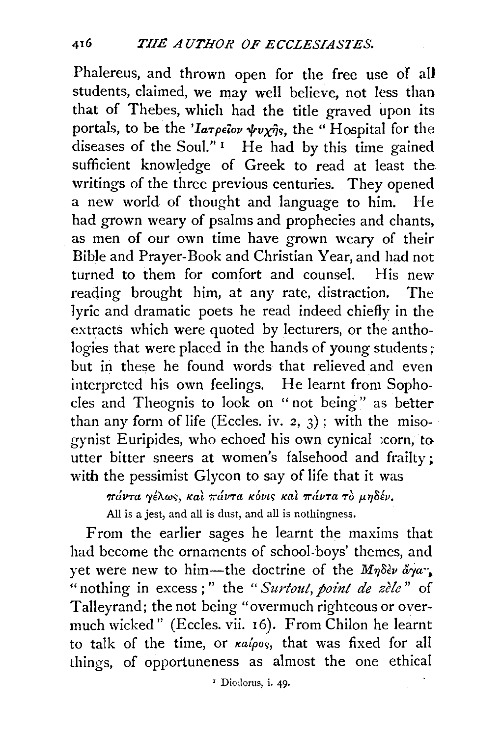Phalereus, and thrown open for the free use of all students, claimed, we may well believe, not less than that of Thebes, which had the title graved upon its portals, to be the Ἰατρεῖον ψυχῆς, the "Hospital for the diseases of the Soul."[1] He had by this time gained sufficient knowledge of Greek to read at least the writings of the three previous centuries. They opened a new world of thought and language to him. He had grown weary of psalms and prophecies and chants, as men of our own time have grown weary of their Bible and Prayer-Book and Christian Year, and had not turned to them for comfort and counsel. His new reading brought him, at any rate, distraction. The lyric and dramatic poets he read indeed chiefly in the extracts which were quoted by lecturers, or the anthologies that were placed in the hands of young students; but in these he found words that relieved and even interpreted his own feelings. He learnt from Sophocles and Theognis to look on "not being" as better than any form of life (Eccles. iv. 2, 3); with the misogynist Euripides, who echoed his own cynical scorn, to utter bitter sneers at women's falsehood and frailty; with the pessimist Glycon to say of life that it was

> πάντα γέλως, καὶ πάντα κόνις καὶ πάντα τὸ μηδέν.
>
> All is a jest, and all is dust, and all is nothingness.

From the earlier sages he learnt the maxims that had become the ornaments of school-boys' themes, and yet were new to him—the doctrine of the Μηδὲν ἄγαν, "nothing in excess;" the "*Surtout, point de zèle*" of Talleyrand; the not being "overmuch righteous or overmuch wicked" (Eccles. vii. 16). From Chilon he learnt to talk of the time, or καίρος, that was fixed for all things, of opportuneness as almost the one ethical

[1] Diodorus, i. 49.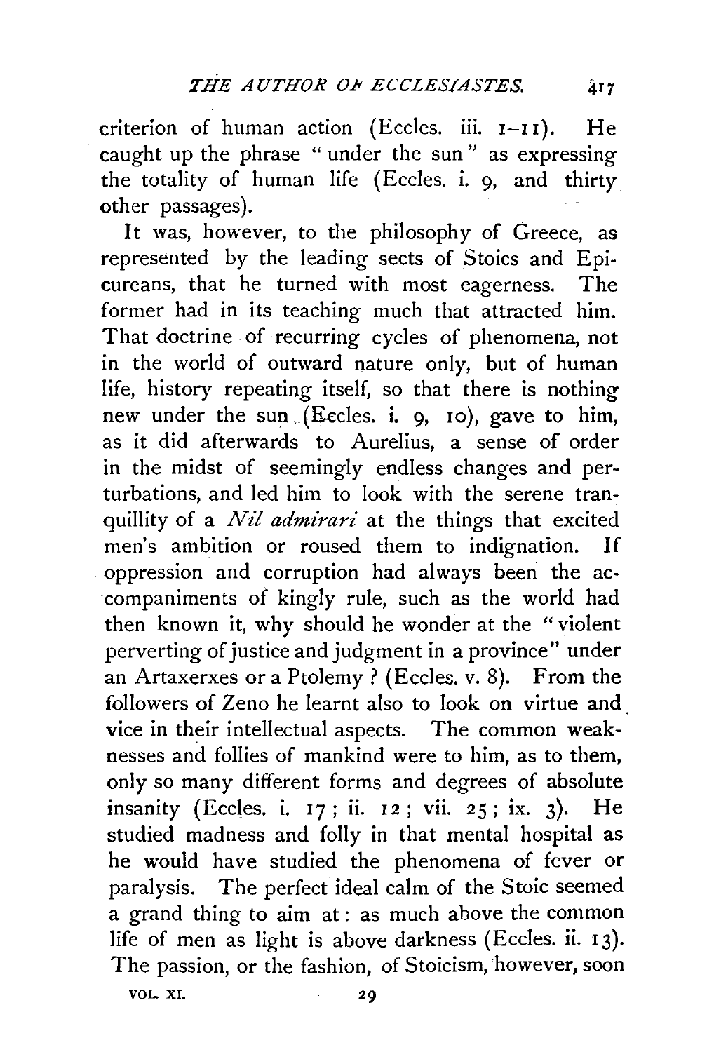criterion of human action (Eccles. iii. 1–11). He caught up the phrase "under the sun" as expressing the totality of human life (Eccles. i. 9, and thirty other passages).

It was, however, to the philosophy of Greece, as represented by the leading sects of Stoics and Epicureans, that he turned with most eagerness. The former had in its teaching much that attracted him. That doctrine of recurring cycles of phenomena, not in the world of outward nature only, but of human life, history repeating itself, so that there is nothing new under the sun (Eccles. i. 9, 10), gave to him, as it did afterwards to Aurelius, a sense of order in the midst of seemingly endless changes and perturbations, and led him to look with the serene tranquillity of a *Nil admirari* at the things that excited men's ambition or roused them to indignation. If oppression and corruption had always been the accompaniments of kingly rule, such as the world had then known it, why should he wonder at the "violent perverting of justice and judgment in a province" under an Artaxerxes or a Ptolemy? (Eccles. v. 8). From the followers of Zeno he learnt also to look on virtue and vice in their intellectual aspects. The common weaknesses and follies of mankind were to him, as to them, only so many different forms and degrees of absolute insanity (Eccles. i. 17; ii. 12; vii. 25; ix. 3). He studied madness and folly in that mental hospital as he would have studied the phenomena of fever or paralysis. The perfect ideal calm of the Stoic seemed a grand thing to aim at: as much above the common life of men as light is above darkness (Eccles. ii. 13). The passion, or the fashion, of Stoicism, however, soon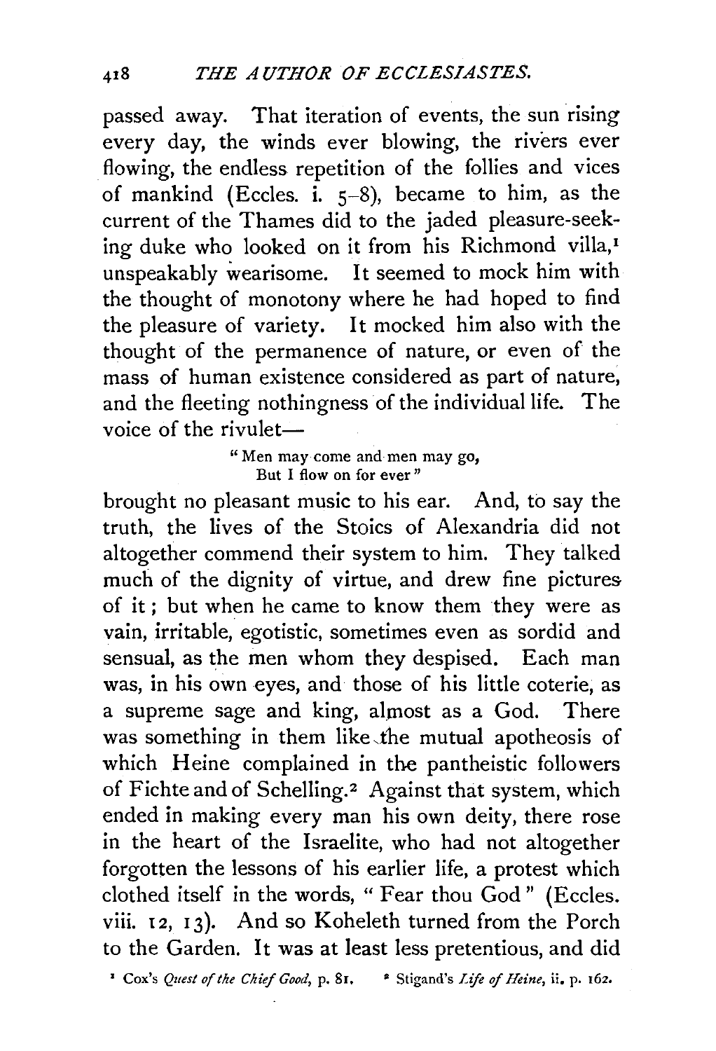passed away. That iteration of events, the sun rising every day, the winds ever blowing, the rivers ever flowing, the endless repetition of the follies and vices of mankind (Eccles. i. 5-8), became to him, as the current of the Thames did to the jaded pleasure-seeking duke who looked on it from his Richmond villa,[1] unspeakably wearisome. It seemed to mock him with the thought of monotony where he had hoped to find the pleasure of variety. It mocked him also with the thought of the permanence of nature, or even of the mass of human existence considered as part of nature, and the fleeting nothingness of the individual life. The voice of the rivulet—

> "Men may come and men may go,
> But I flow on for ever"

brought no pleasant music to his ear. And, to say the truth, the lives of the Stoics of Alexandria did not altogether commend their system to him. They talked much of the dignity of virtue, and drew fine pictures of it; but when he came to know them they were as vain, irritable, egotistic, sometimes even as sordid and sensual, as the men whom they despised. Each man was, in his own eyes, and those of his little coterie, as a supreme sage and king, almost as a God. There was something in them like the mutual apotheosis of which Heine complained in the pantheistic followers of Fichte and of Schelling.[2] Against that system, which ended in making every man his own deity, there rose in the heart of the Israelite, who had not altogether forgotten the lessons of his earlier life, a protest which clothed itself in the words, "Fear thou God" (Eccles. viii. 12, 13). And so Koheleth turned from the Porch to the Garden. It was at least less pretentious, and did

[1] Cox's *Quest of the Chief Good*, p. 81. [2] Stigand's *Life of Heine*, ii. p. 162.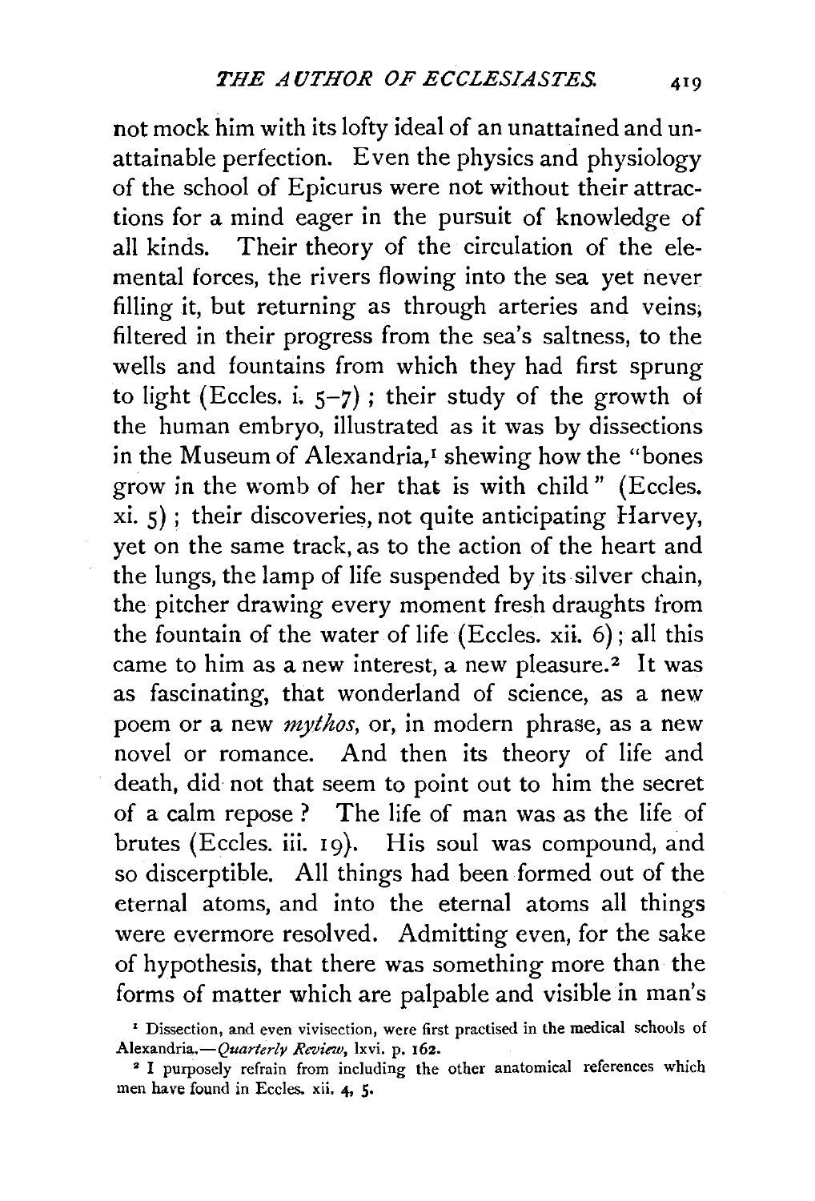not mock him with its lofty ideal of an unattained and unattainable perfection. Even the physics and physiology of the school of Epicurus were not without their attractions for a mind eager in the pursuit of knowledge of all kinds. Their theory of the circulation of the elemental forces, the rivers flowing into the sea yet never filling it, but returning as through arteries and veins, filtered in their progress from the sea's saltness, to the wells and fountains from which they had first sprung to light (Eccles. i. 5–7) ; their study of the growth of the human embryo, illustrated as it was by dissections in the Museum of Alexandria,[1] shewing how the "bones grow in the womb of her that is with child" (Eccles. xi. 5) ; their discoveries, not quite anticipating Harvey, yet on the same track, as to the action of the heart and the lungs, the lamp of life suspended by its silver chain, the pitcher drawing every moment fresh draughts from the fountain of the water of life (Eccles. xii. 6) ; all this came to him as a new interest, a new pleasure.[2] It was as fascinating, that wonderland of science, as a new poem or a new *mythos*, or, in modern phrase, as a new novel or romance. And then its theory of life and death, did not that seem to point out to him the secret of a calm repose? The life of man was as the life of brutes (Eccles. iii. 19). His soul was compound, and so discerptible. All things had been formed out of the eternal atoms, and into the eternal atoms all things were evermore resolved. Admitting even, for the sake of hypothesis, that there was something more than the forms of matter which are palpable and visible in man's

[1] Dissection, and even vivisection, were first practised in the medical schools of Alexandria.—*Quarterly Review*, lxvi. p. 162.

[2] I purposely refrain from including the other anatomical references which men have found in Eccles. xii. 4, 5.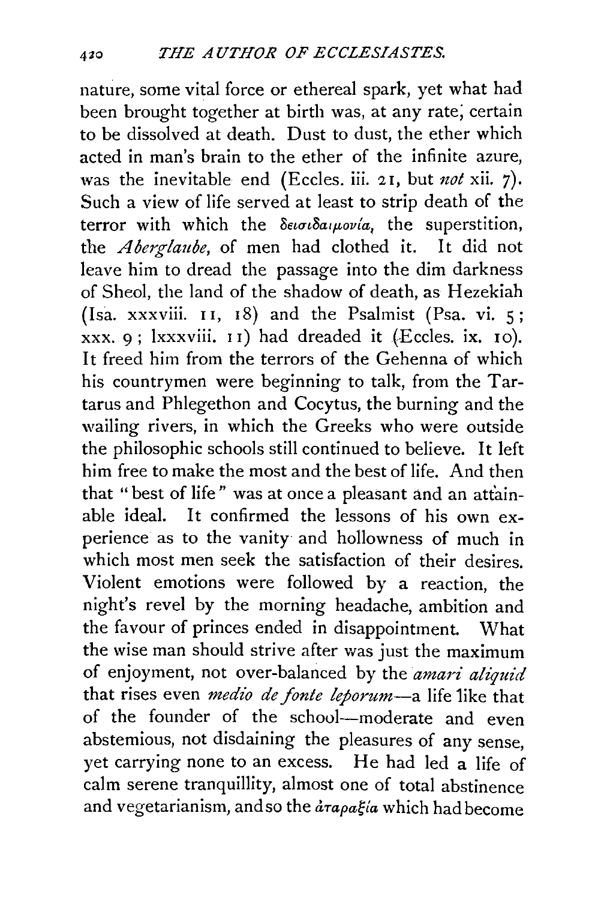nature, some vital force or ethereal spark, yet what had been brought together at birth was, at any rate, certain to be dissolved at death. Dust to dust, the ether which acted in man's brain to the ether of the infinite azure, was the inevitable end (Eccles. iii. 21, but *not* xii. 7). Such a view of life served at least to strip death of the terror with which the δεισιδαιμονία, the superstition, the *Aberglaube*, of men had clothed it. It did not leave him to dread the passage into the dim darkness of Sheol, the land of the shadow of death, as Hezekiah (Isa. xxxviii. 11, 18) and the Psalmist (Psa. vi. 5; xxx. 9; lxxxviii. 11) had dreaded it (Eccles. ix. 10). It freed him from the terrors of the Gehenna of which his countrymen were beginning to talk, from the Tartarus and Phlegethon and Cocytus, the burning and the wailing rivers, in which the Greeks who were outside the philosophic schools still continued to believe. It left him free to make the most and the best of life. And then that "best of life" was at once a pleasant and an attainable ideal. It confirmed the lessons of his own experience as to the vanity and hollowness of much in which most men seek the satisfaction of their desires. Violent emotions were followed by a reaction, the night's revel by the morning headache, ambition and the favour of princes ended in disappointment. What the wise man should strive after was just the maximum of enjoyment, not over-balanced by the *amari aliquid* that rises even *medio de fonte leporum*—a life like that of the founder of the school—moderate and even abstemious, not disdaining the pleasures of any sense, yet carrying none to an excess. He had led a life of calm serene tranquillity, almost one of total abstinence and vegetarianism, and so the ἀταραξία which had become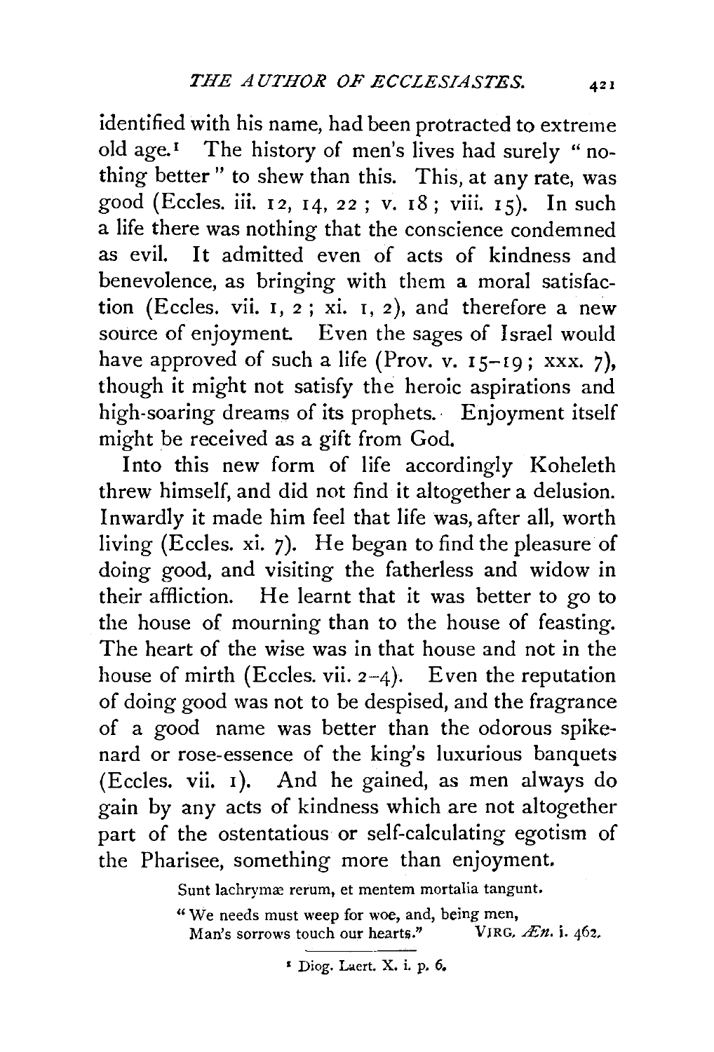identified with his name, had been protracted to extreme old age.[1] The history of men's lives had surely "nothing better" to shew than this. This, at any rate, was good (Eccles. iii. 12, 14, 22; v. 18; viii. 15). In such a life there was nothing that the conscience condemned as evil. It admitted even of acts of kindness and benevolence, as bringing with them a moral satisfaction (Eccles. vii. 1, 2; xi. 1, 2), and therefore a new source of enjoyment. Even the sages of Israel would have approved of such a life (Prov. v. 15–19; xxx. 7), though it might not satisfy the heroic aspirations and high-soaring dreams of its prophets. Enjoyment itself might be received as a gift from God.

Into this new form of life accordingly Koheleth threw himself, and did not find it altogether a delusion. Inwardly it made him feel that life was, after all, worth living (Eccles. xi. 7). He began to find the pleasure of doing good, and visiting the fatherless and widow in their affliction. He learnt that it was better to go to the house of mourning than to the house of feasting. The heart of the wise was in that house and not in the house of mirth (Eccles. vii. 2–4). Even the reputation of doing good was not to be despised, and the fragrance of a good name was better than the odorous spikenard or rose-essence of the king's luxurious banquets (Eccles. vii. 1). And he gained, as men always do gain by any acts of kindness which are not altogether part of the ostentatious or self-calculating egotism of the Pharisee, something more than enjoyment.

> Sunt lachrymæ rerum, et mentem mortalia tangunt.
>
> "We needs must weep for woe, and, being men,
> Man's sorrows touch our hearts." VIRG. *Æn.* i. 462.

---

[1] Diog. Laert. X. i. p. 6.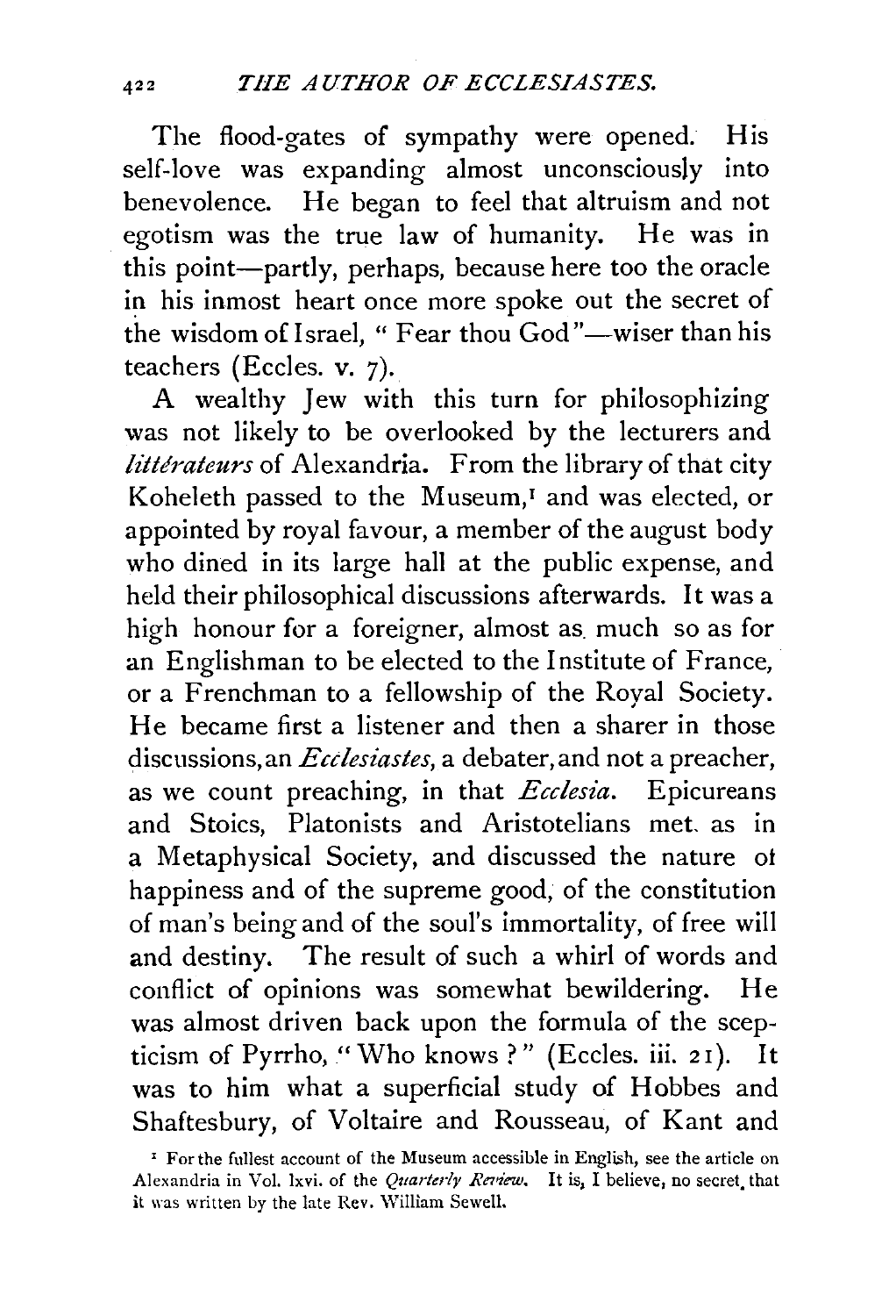The flood-gates of sympathy were opened. His self-love was expanding almost unconsciously into benevolence. He began to feel that altruism and not egotism was the true law of humanity. He was in this point—partly, perhaps, because here too the oracle in his inmost heart once more spoke out the secret of the wisdom of Israel, "Fear thou God"—wiser than his teachers (Eccles. v. 7).

A wealthy Jew with this turn for philosophizing was not likely to be overlooked by the lecturers and *littérateurs* of Alexandria. From the library of that city Koheleth passed to the Museum,[1] and was elected, or appointed by royal favour, a member of the august body who dined in its large hall at the public expense, and held their philosophical discussions afterwards. It was a high honour for a foreigner, almost as much so as for an Englishman to be elected to the Institute of France, or a Frenchman to a fellowship of the Royal Society. He became first a listener and then a sharer in those discussions, an *Ecclesiastes*, a debater, and not a preacher, as we count preaching, in that *Ecclesia*. Epicureans and Stoics, Platonists and Aristotelians met as in a Metaphysical Society, and discussed the nature of happiness and of the supreme good, of the constitution of man's being and of the soul's immortality, of free will and destiny. The result of such a whirl of words and conflict of opinions was somewhat bewildering. He was almost driven back upon the formula of the scepticism of Pyrrho, "Who knows?" (Eccles. iii. 21). It was to him what a superficial study of Hobbes and Shaftesbury, of Voltaire and Rousseau, of Kant and

[1] For the fullest account of the Museum accessible in English, see the article on Alexandria in Vol. lxvi. of the *Quarterly Review*. It is, I believe, no secret that it was written by the late Rev. William Sewell.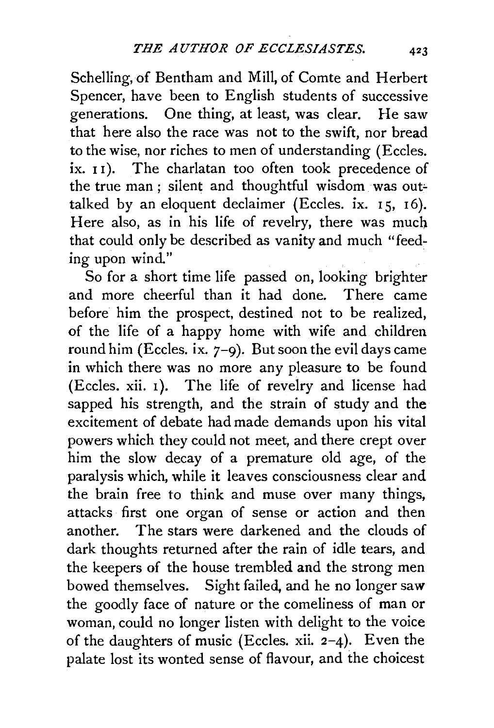Schelling, of Bentham and Mill, of Comte and Herbert Spencer, have been to English students of successive generations. One thing, at least, was clear. He saw that here also the race was not to the swift, nor bread to the wise, nor riches to men of understanding (Eccles. ix. 11). The charlatan too often took precedence of the true man; silent and thoughtful wisdom was out-talked by an eloquent declaimer (Eccles. ix. 15, 16). Here also, as in his life of revelry, there was much that could only be described as vanity and much "feeding upon wind."

So for a short time life passed on, looking brighter and more cheerful than it had done. There came before him the prospect, destined not to be realized, of the life of a happy home with wife and children round him (Eccles. ix. 7–9). But soon the evil days came in which there was no more any pleasure to be found (Eccles. xii. 1). The life of revelry and license had sapped his strength, and the strain of study and the excitement of debate had made demands upon his vital powers which they could not meet, and there crept over him the slow decay of a premature old age, of the paralysis which, while it leaves consciousness clear and the brain free to think and muse over many things, attacks first one organ of sense or action and then another. The stars were darkened and the clouds of dark thoughts returned after the rain of idle tears, and the keepers of the house trembled and the strong men bowed themselves. Sight failed, and he no longer saw the goodly face of nature or the comeliness of man or woman, could no longer listen with delight to the voice of the daughters of music (Eccles. xii. 2–4). Even the palate lost its wonted sense of flavour, and the choicest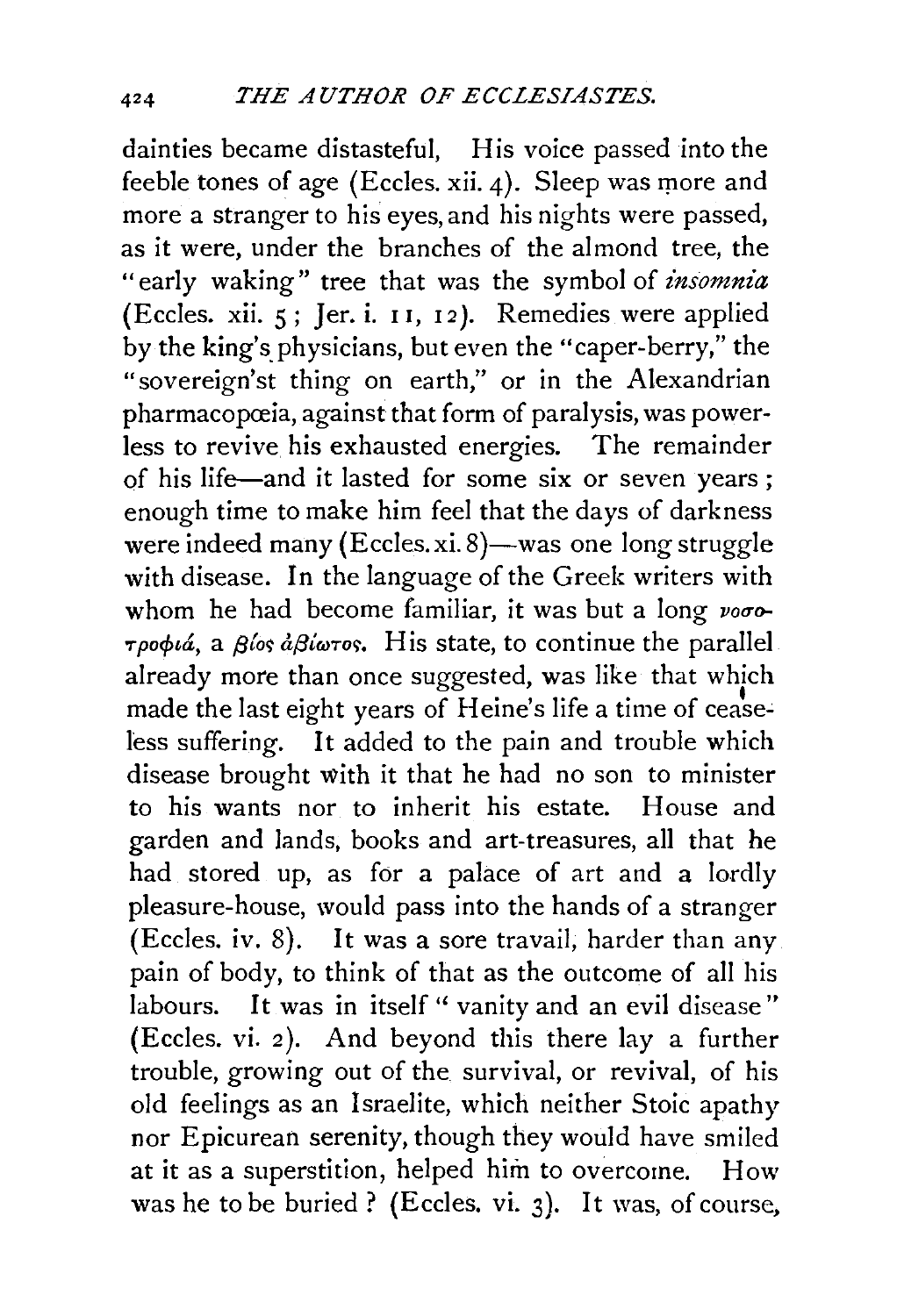dainties became distasteful, His voice passed into the feeble tones of age (Eccles. xii. 4). Sleep was more and more a stranger to his eyes, and his nights were passed, as it were, under the branches of the almond tree, the "early waking" tree that was the symbol of *insomnia* (Eccles. xii. 5; Jer. i. 11, 12). Remedies were applied by the king's physicians, but even the "caper-berry," the "sovereign'st thing on earth," or in the Alexandrian pharmacopœia, against that form of paralysis, was powerless to revive his exhausted energies. The remainder of his life—and it lasted for some six or seven years; enough time to make him feel that the days of darkness were indeed many (Eccles. xi. 8)—was one long struggle with disease. In the language of the Greek writers with whom he had become familiar, it was but a long *νοσοτροφιά*, a *βίος ἀβίωτος*. His state, to continue the parallel already more than once suggested, was like that which made the last eight years of Heine's life a time of ceaseless suffering. It added to the pain and trouble which disease brought with it that he had no son to minister to his wants nor to inherit his estate. House and garden and lands, books and art-treasures, all that he had stored up, as for a palace of art and a lordly pleasure-house, would pass into the hands of a stranger (Eccles. iv. 8). It was a sore travail, harder than any pain of body, to think of that as the outcome of all his labours. It was in itself "vanity and an evil disease" (Eccles. vi. 2). And beyond this there lay a further trouble, growing out of the survival, or revival, of his old feelings as an Israelite, which neither Stoic apathy nor Epicurean serenity, though they would have smiled at it as a superstition, helped him to overcome. How was he to be buried? (Eccles. vi. 3). It was, of course,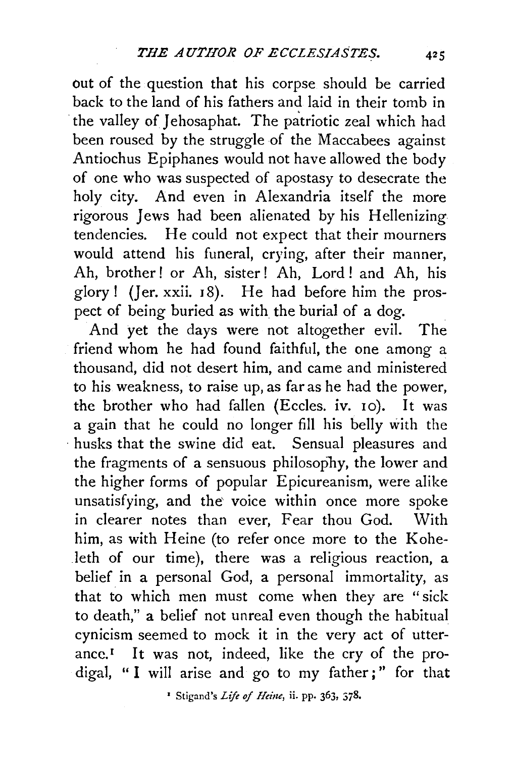out of the question that his corpse should be carried back to the land of his fathers and laid in their tomb in the valley of Jehosaphat. The patriotic zeal which had been roused by the struggle of the Maccabees against Antiochus Epiphanes would not have allowed the body of one who was suspected of apostasy to desecrate the holy city. And even in Alexandria itself the more rigorous Jews had been alienated by his Hellenizing tendencies. He could not expect that their mourners would attend his funeral, crying, after their manner, Ah, brother! or Ah, sister! Ah, Lord! and Ah, his glory! (Jer. xxii. 18). He had before him the prospect of being buried as with the burial of a dog.

And yet the days were not altogether evil. The friend whom he had found faithful, the one among a thousand, did not desert him, and came and ministered to his weakness, to raise up, as far as he had the power, the brother who had fallen (Eccles. iv. 10). It was a gain that he could no longer fill his belly with the husks that the swine did eat. Sensual pleasures and the fragments of a sensuous philosophy, the lower and the higher forms of popular Epicureanism, were alike unsatisfying, and the voice within once more spoke in clearer notes than ever, Fear thou God. With him, as with Heine (to refer once more to the Koheleth of our time), there was a religious reaction, a belief in a personal God, a personal immortality, as that to which men must come when they are "sick to death," a belief not unreal even though the habitual cynicism seemed to mock it in the very act of utterance.[1] It was not, indeed, like the cry of the prodigal, "I will arise and go to my father;" for that

[1] Stigand's *Life of Heine*, ii. pp. 363, 378.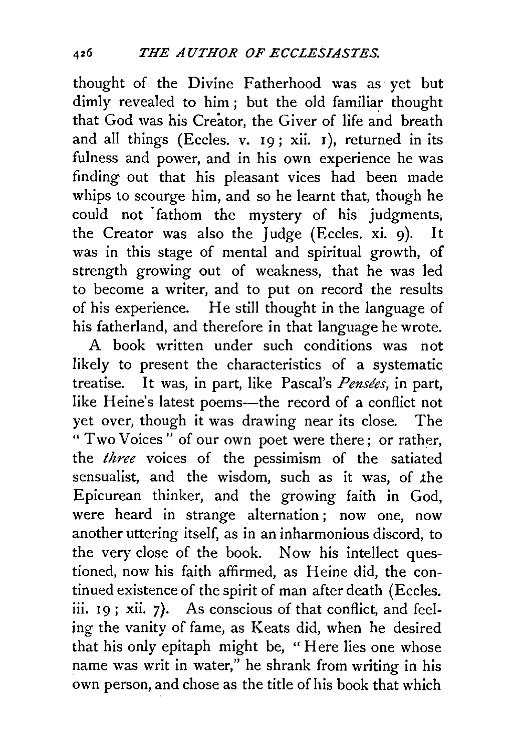thought of the Divine Fatherhood was as yet but dimly revealed to him; but the old familiar thought that God was his Creator, the Giver of life and breath and all things (Eccles. v. 19; xii. 1), returned in its fulness and power, and in his own experience he was finding out that his pleasant vices had been made whips to scourge him, and so he learnt that, though he could not fathom the mystery of his judgments, the Creator was also the Judge (Eccles. xi. 9). It was in this stage of mental and spiritual growth, of strength growing out of weakness, that he was led to become a writer, and to put on record the results of his experience. He still thought in the language of his fatherland, and therefore in that language he wrote.

A book written under such conditions was not likely to present the characteristics of a systematic treatise. It was, in part, like Pascal's *Pensées*, in part, like Heine's latest poems—the record of a conflict not yet over, though it was drawing near its close. The "Two Voices" of our own poet were there; or rather, the *three* voices of the pessimism of the satiated sensualist, and the wisdom, such as it was, of the Epicurean thinker, and the growing faith in God, were heard in strange alternation; now one, now another uttering itself, as in an inharmonious discord, to the very close of the book. Now his intellect questioned, now his faith affirmed, as Heine did, the continued existence of the spirit of man after death (Eccles. iii. 19; xii. 7). As conscious of that conflict, and feeling the vanity of fame, as Keats did, when he desired that his only epitaph might be, "Here lies one whose name was writ in water," he shrank from writing in his own person, and chose as the title of his book that which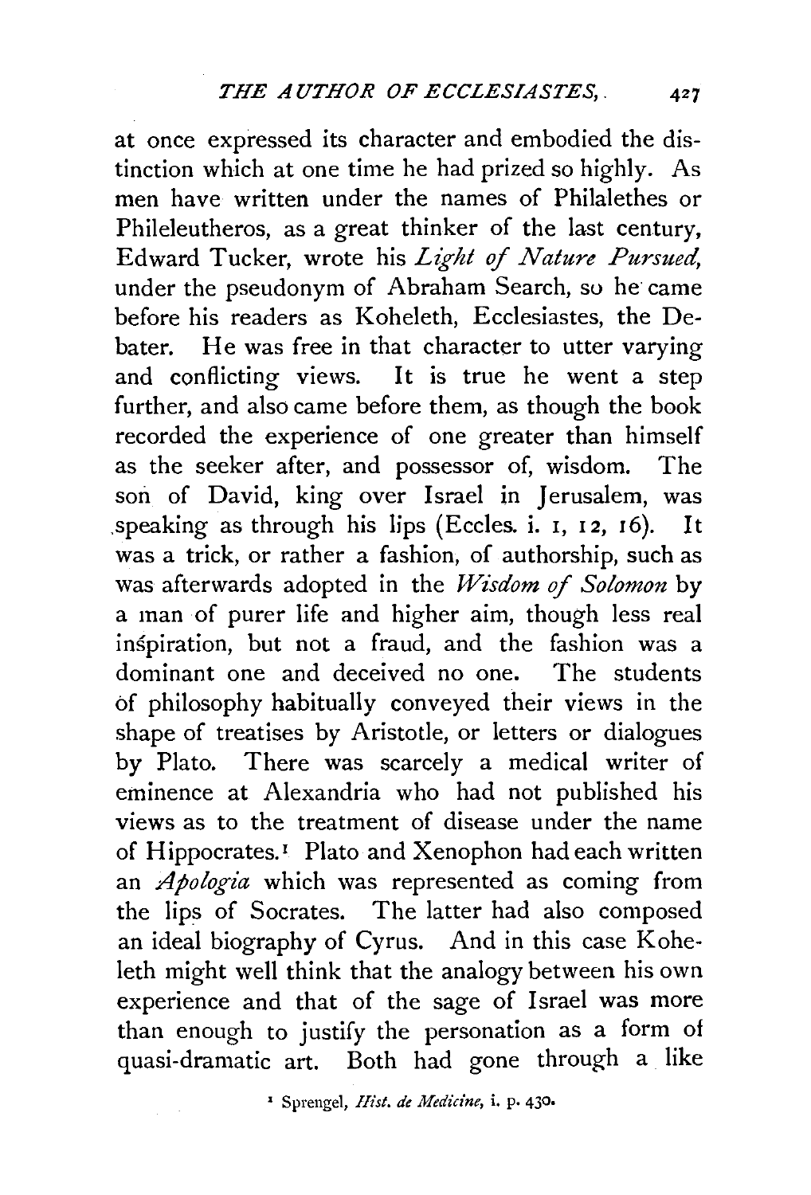at once expressed its character and embodied the distinction which at one time he had prized so highly. As men have written under the names of Philalethes or Phileleutheros, as a great thinker of the last century, Edward Tucker, wrote his *Light of Nature Pursued*, under the pseudonym of Abraham Search, so he came before his readers as Koheleth, Ecclesiastes, the Debater. He was free in that character to utter varying and conflicting views. It is true he went a step further, and also came before them, as though the book recorded the experience of one greater than himself as the seeker after, and possessor of, wisdom. The son of David, king over Israel in Jerusalem, was speaking as through his lips (Eccles. i. 1, 12, 16). It was a trick, or rather a fashion, of authorship, such as was afterwards adopted in the *Wisdom of Solomon* by a man of purer life and higher aim, though less real inspiration, but not a fraud, and the fashion was a dominant one and deceived no one. The students of philosophy habitually conveyed their views in the shape of treatises by Aristotle, or letters or dialogues by Plato. There was scarcely a medical writer of eminence at Alexandria who had not published his views as to the treatment of disease under the name of Hippocrates.[1] Plato and Xenophon had each written an *Apologia* which was represented as coming from the lips of Socrates. The latter had also composed an ideal biography of Cyrus. And in this case Koheleth might well think that the analogy between his own experience and that of the sage of Israel was more than enough to justify the personation as a form of quasi-dramatic art. Both had gone through a like

[1] Sprengel, *Hist. de Medicine*, i. p. 430.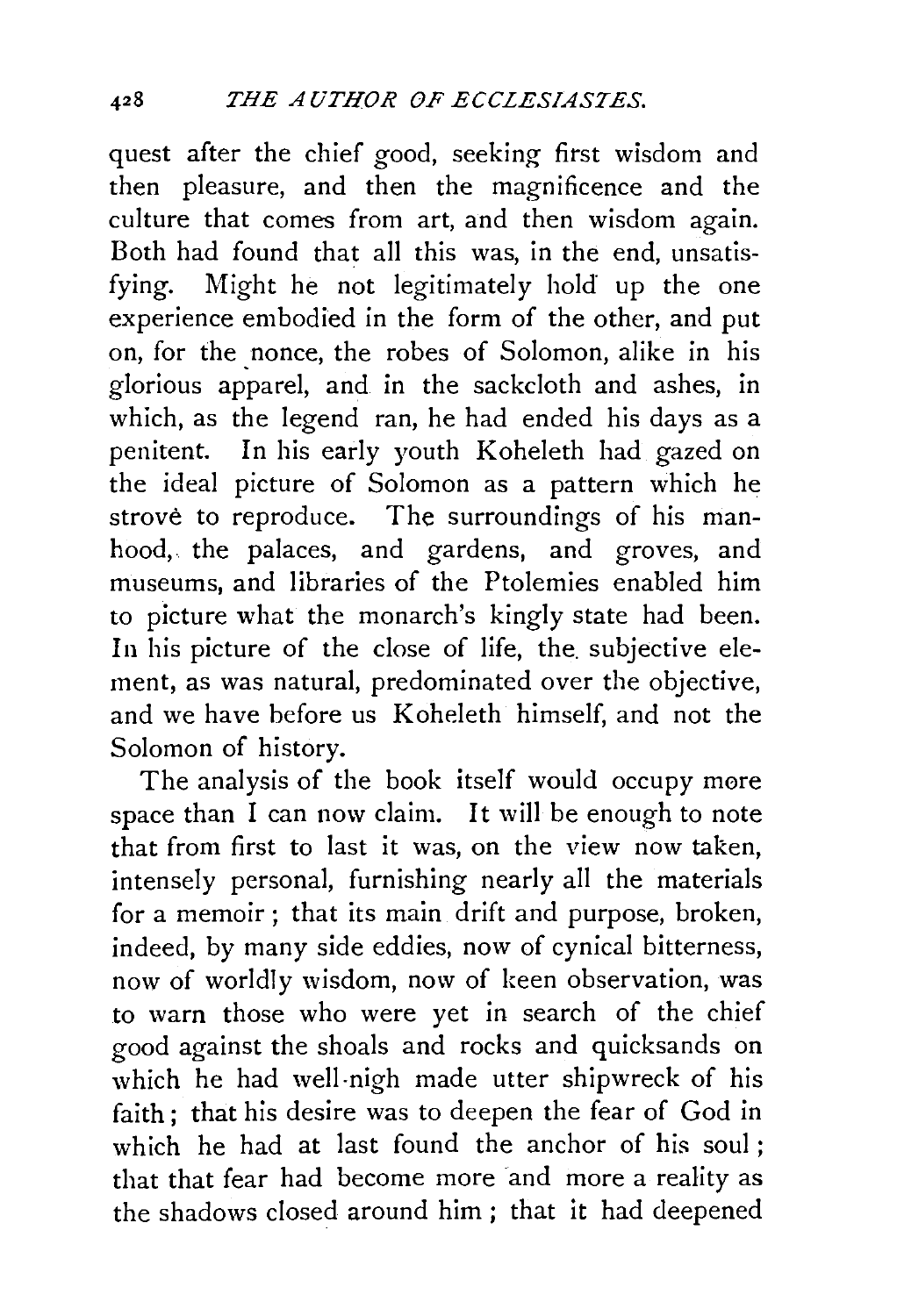quest after the chief good, seeking first wisdom and then pleasure, and then the magnificence and the culture that comes from art, and then wisdom again. Both had found that all this was, in the end, unsatisfying. Might he not legitimately hold up the one experience embodied in the form of the other, and put on, for the nonce, the robes of Solomon, alike in his glorious apparel, and in the sackcloth and ashes, in which, as the legend ran, he had ended his days as a penitent. In his early youth Koheleth had gazed on the ideal picture of Solomon as a pattern which he strove to reproduce. The surroundings of his manhood, the palaces, and gardens, and groves, and museums, and libraries of the Ptolemies enabled him to picture what the monarch's kingly state had been. In his picture of the close of life, the subjective element, as was natural, predominated over the objective, and we have before us Koheleth himself, and not the Solomon of history.

The analysis of the book itself would occupy more space than I can now claim. It will be enough to note that from first to last it was, on the view now taken, intensely personal, furnishing nearly all the materials for a memoir; that its main drift and purpose, broken, indeed, by many side eddies, now of cynical bitterness, now of worldly wisdom, now of keen observation, was to warn those who were yet in search of the chief good against the shoals and rocks and quicksands on which he had well-nigh made utter shipwreck of his faith; that his desire was to deepen the fear of God in which he had at last found the anchor of his soul; that that fear had become more and more a reality as the shadows closed around him; that it had deepened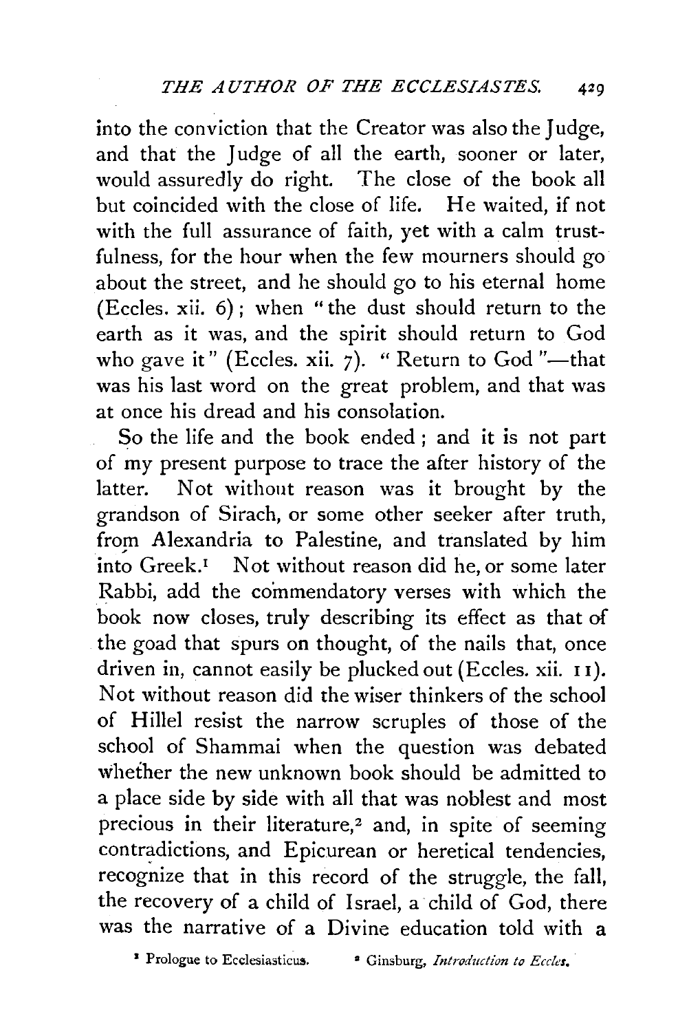into the conviction that the Creator was also the Judge, and that the Judge of all the earth, sooner or later, would assuredly do right. The close of the book all but coincided with the close of life. He waited, if not with the full assurance of faith, yet with a calm trustfulness, for the hour when the few mourners should go about the street, and he should go to his eternal home (Eccles. xii. 6); when "the dust should return to the earth as it was, and the spirit should return to God who gave it" (Eccles. xii. 7). "Return to God"—that was his last word on the great problem, and that was at once his dread and his consolation.

So the life and the book ended; and it is not part of my present purpose to trace the after history of the latter. Not without reason was it brought by the grandson of Sirach, or some other seeker after truth, from Alexandria to Palestine, and translated by him into Greek.[1] Not without reason did he, or some later Rabbi, add the commendatory verses with which the book now closes, truly describing its effect as that of the goad that spurs on thought, of the nails that, once driven in, cannot easily be plucked out (Eccles. xii. 11). Not without reason did the wiser thinkers of the school of Hillel resist the narrow scruples of those of the school of Shammai when the question was debated whether the new unknown book should be admitted to a place side by side with all that was noblest and most precious in their literature,[2] and, in spite of seeming contradictions, and Epicurean or heretical tendencies, recognize that in this record of the struggle, the fall, the recovery of a child of Israel, a child of God, there was the narrative of a Divine education told with a

[1] Prologue to Ecclesiasticus. [2] Ginsburg, *Introduction to Eccles.*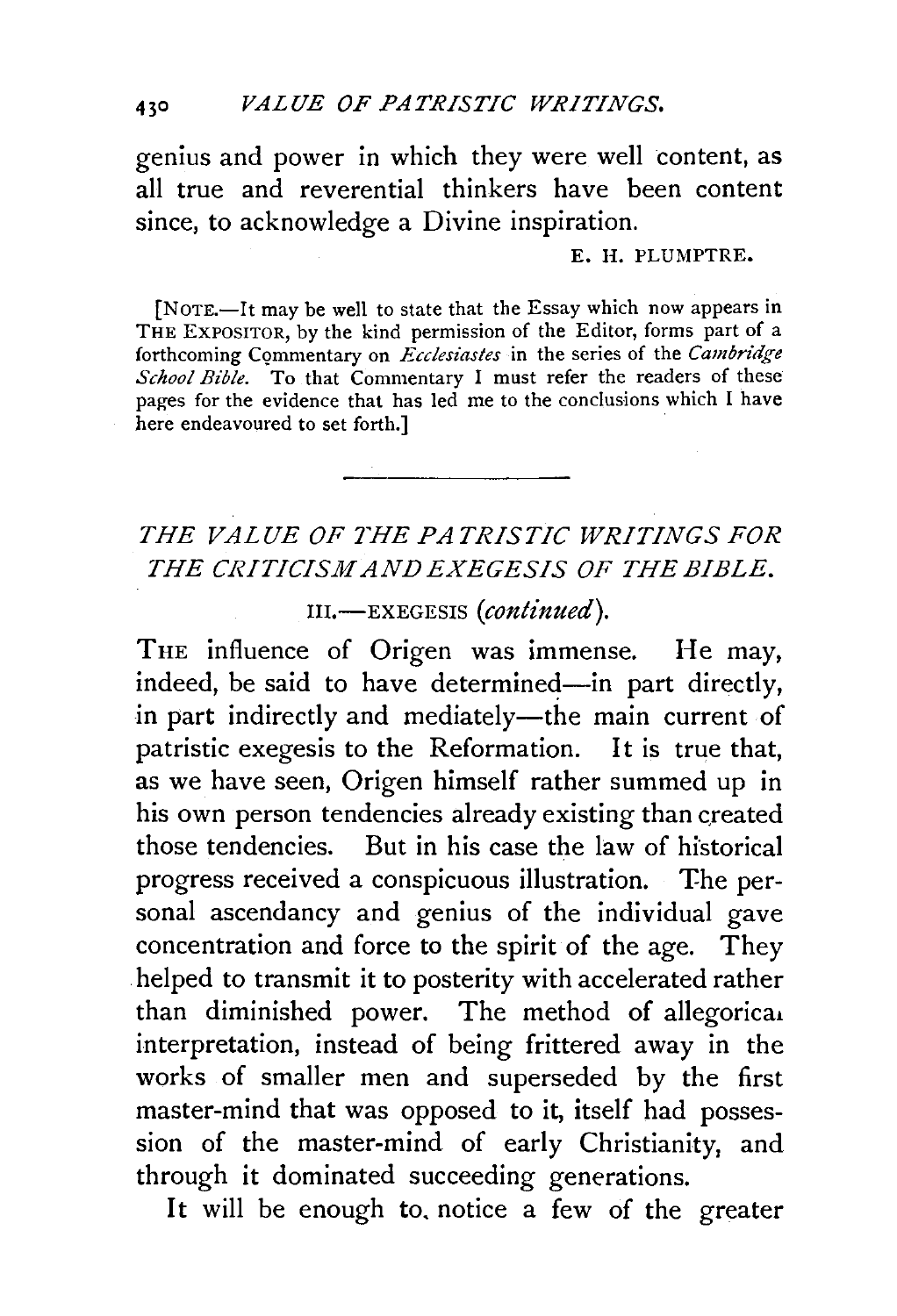genius and power in which they were well content, as all true and reverential thinkers have been content since, to acknowledge a Divine inspiration.

E. H. PLUMPTRE.

[NOTE.—It may be well to state that the Essay which now appears in THE EXPOSITOR, by the kind permission of the Editor, forms part of a forthcoming Commentary on *Ecclesiastes* in the series of the *Cambridge School Bible.* To that Commentary I must refer the readers of these pages for the evidence that has led me to the conclusions which I have here endeavoured to set forth.]

---

## *THE VALUE OF THE PATRISTIC WRITINGS FOR THE CRITICISM AND EXEGESIS OF THE BIBLE.*

### III.—EXEGESIS (*continued*).

THE influence of Origen was immense. He may, indeed, be said to have determined—in part directly, in part indirectly and mediately—the main current of patristic exegesis to the Reformation. It is true that, as we have seen, Origen himself rather summed up in his own person tendencies already existing than created those tendencies. But in his case the law of historical progress received a conspicuous illustration. The personal ascendancy and genius of the individual gave concentration and force to the spirit of the age. They helped to transmit it to posterity with accelerated rather than diminished power. The method of allegorical interpretation, instead of being frittered away in the works of smaller men and superseded by the first master-mind that was opposed to it, itself had possession of the master-mind of early Christianity, and through it dominated succeeding generations.

It will be enough to notice a few of the greater